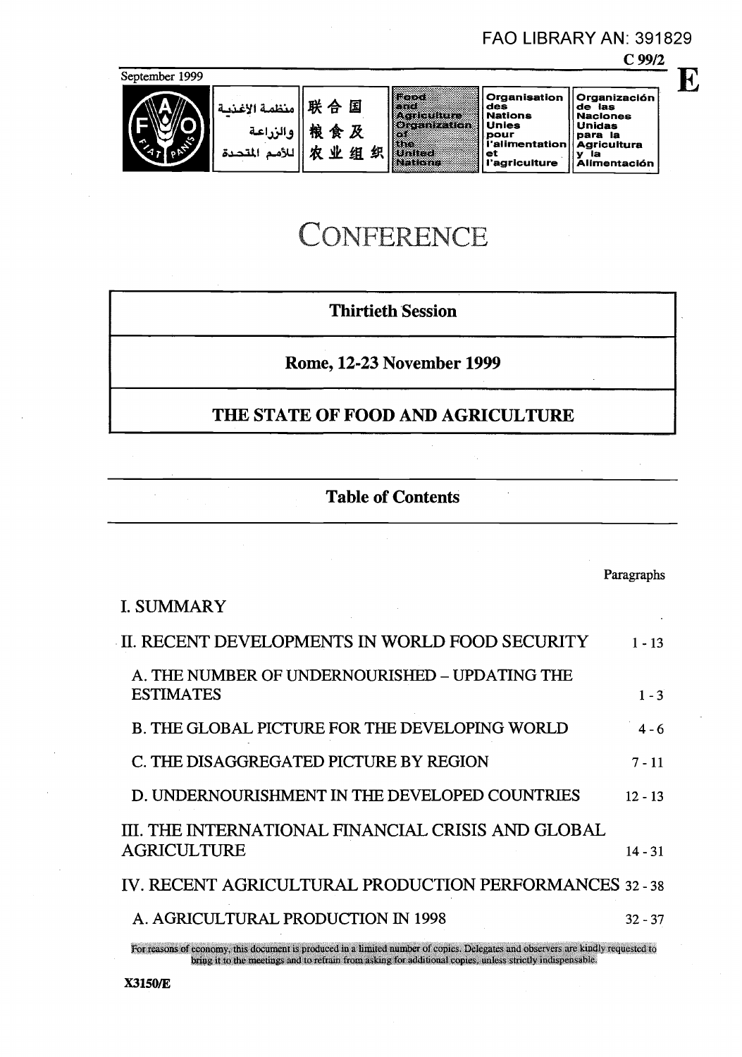FAO LIBRARY AN: 391829

C 99/2

E

September 1999

| منظمة الأغذية والزراعة للأمم المتحدة | 联合国粮食及农业组织 | Food and Agriculture Organization of the United Nations | Organisation des Nations Unies pour l'alimentation et l'agriculture | Organización de las Naciones Unidas para la Agricultura y la Alimentación |
|---|---|---|---|---|

# CONFERENCE

## Thirtieth Session

## Rome, 12-23 November 1999

## THE STATE OF FOOD AND AGRICULTURE

### Table of Contents

| | Paragraphs |
|---|---|
| I. SUMMARY | |
| II. RECENT DEVELOPMENTS IN WORLD FOOD SECURITY | 1 - 13 |
| A. THE NUMBER OF UNDERNOURISHED – UPDATING THE ESTIMATES | 1 - 3 |
| B. THE GLOBAL PICTURE FOR THE DEVELOPING WORLD | 4 - 6 |
| C. THE DISAGGREGATED PICTURE BY REGION | 7 - 11 |
| D. UNDERNOURISHMENT IN THE DEVELOPED COUNTRIES | 12 - 13 |
| III. THE INTERNATIONAL FINANCIAL CRISIS AND GLOBAL AGRICULTURE | 14 - 31 |
| IV. RECENT AGRICULTURAL PRODUCTION PERFORMANCES | 32 - 38 |
| A. AGRICULTURAL PRODUCTION IN 1998 | 32 - 37 |

For reasons of economy, this document is produced in a limited number of copies. Delegates and observers are kindly requested to bring it to the meetings and to refrain from asking for additional copies, unless strictly indispensable.

X3150/E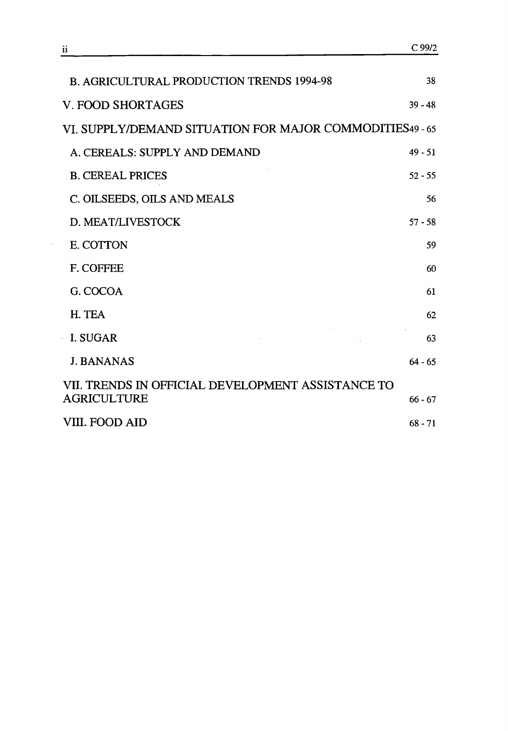| | |
|---|---|
| B. AGRICULTURAL PRODUCTION TRENDS 1994-98 | 38 |
| V. FOOD SHORTAGES | 39 - 48 |
| VI. SUPPLY/DEMAND SITUATION FOR MAJOR COMMODITIES | 49 - 65 |
| A. CEREALS: SUPPLY AND DEMAND | 49 - 51 |
| B. CEREAL PRICES | 52 - 55 |
| C. OILSEEDS, OILS AND MEALS | 56 |
| D. MEAT/LIVESTOCK | 57 - 58 |
| E. COTTON | 59 |
| F. COFFEE | 60 |
| G. COCOA | 61 |
| H. TEA | 62 |
| I. SUGAR | 63 |
| J. BANANAS | 64 - 65 |
| VII. TRENDS IN OFFICIAL DEVELOPMENT ASSISTANCE TO AGRICULTURE | 66 - 67 |
| VIII. FOOD AID | 68 - 71 |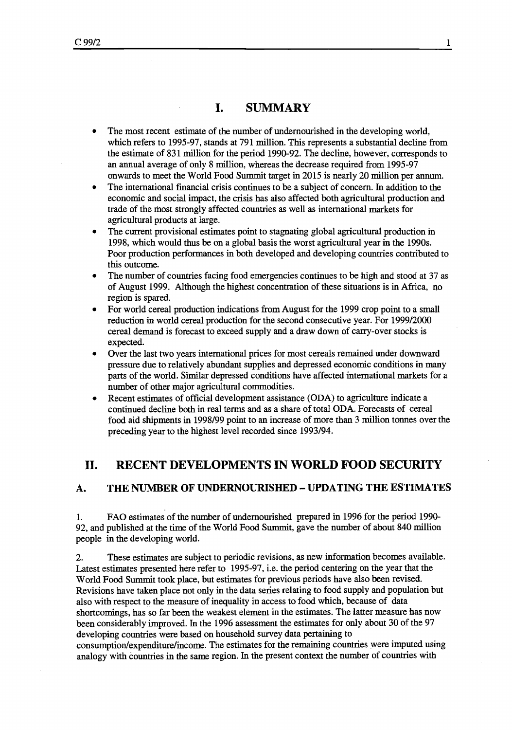# I. SUMMARY

- The most recent estimate of the number of undernourished in the developing world, which refers to 1995-97, stands at 791 million. This represents a substantial decline from the estimate of 831 million for the period 1990-92. The decline, however, corresponds to an annual average of only 8 million, whereas the decrease required from 1995-97 onwards to meet the World Food Summit target in 2015 is nearly 20 million per annum.
- The international financial crisis continues to be a subject of concern. In addition to the economic and social impact, the crisis has also affected both agricultural production and trade of the most strongly affected countries as well as international markets for agricultural products at large.
- The current provisional estimates point to stagnating global agricultural production in 1998, which would thus be on a global basis the worst agricultural year in the 1990s. Poor production performances in both developed and developing countries contributed to this outcome.
- The number of countries facing food emergencies continues to be high and stood at 37 as of August 1999. Although the highest concentration of these situations is in Africa, no region is spared.
- For world cereal production indications from August for the 1999 crop point to a small reduction in world cereal production for the second consecutive year. For 1999/2000 cereal demand is forecast to exceed supply and a draw down of carry-over stocks is expected.
- Over the last two years international prices for most cereals remained under downward pressure due to relatively abundant supplies and depressed economic conditions in many parts of the world. Similar depressed conditions have affected international markets for a number of other major agricultural commodities.
- Recent estimates of official development assistance (ODA) to agriculture indicate a continued decline both in real terms and as a share of total ODA. Forecasts of cereal food aid shipments in 1998/99 point to an increase of more than 3 million tonnes over the preceding year to the highest level recorded since 1993/94.

# II. RECENT DEVELOPMENTS IN WORLD FOOD SECURITY

## A. THE NUMBER OF UNDERNOURISHED – UPDATING THE ESTIMATES

1. FAO estimates of the number of undernourished prepared in 1996 for the period 1990-92, and published at the time of the World Food Summit, gave the number of about 840 million people in the developing world.

2. These estimates are subject to periodic revisions, as new information becomes available. Latest estimates presented here refer to 1995-97, i.e. the period centering on the year that the World Food Summit took place, but estimates for previous periods have also been revised. Revisions have taken place not only in the data series relating to food supply and population but also with respect to the measure of inequality in access to food which, because of data shortcomings, has so far been the weakest element in the estimates. The latter measure has now been considerably improved. In the 1996 assessment the estimates for only about 30 of the 97 developing countries were based on household survey data pertaining to consumption/expenditure/income. The estimates for the remaining countries were imputed using analogy with countries in the same region. In the present context the number of countries with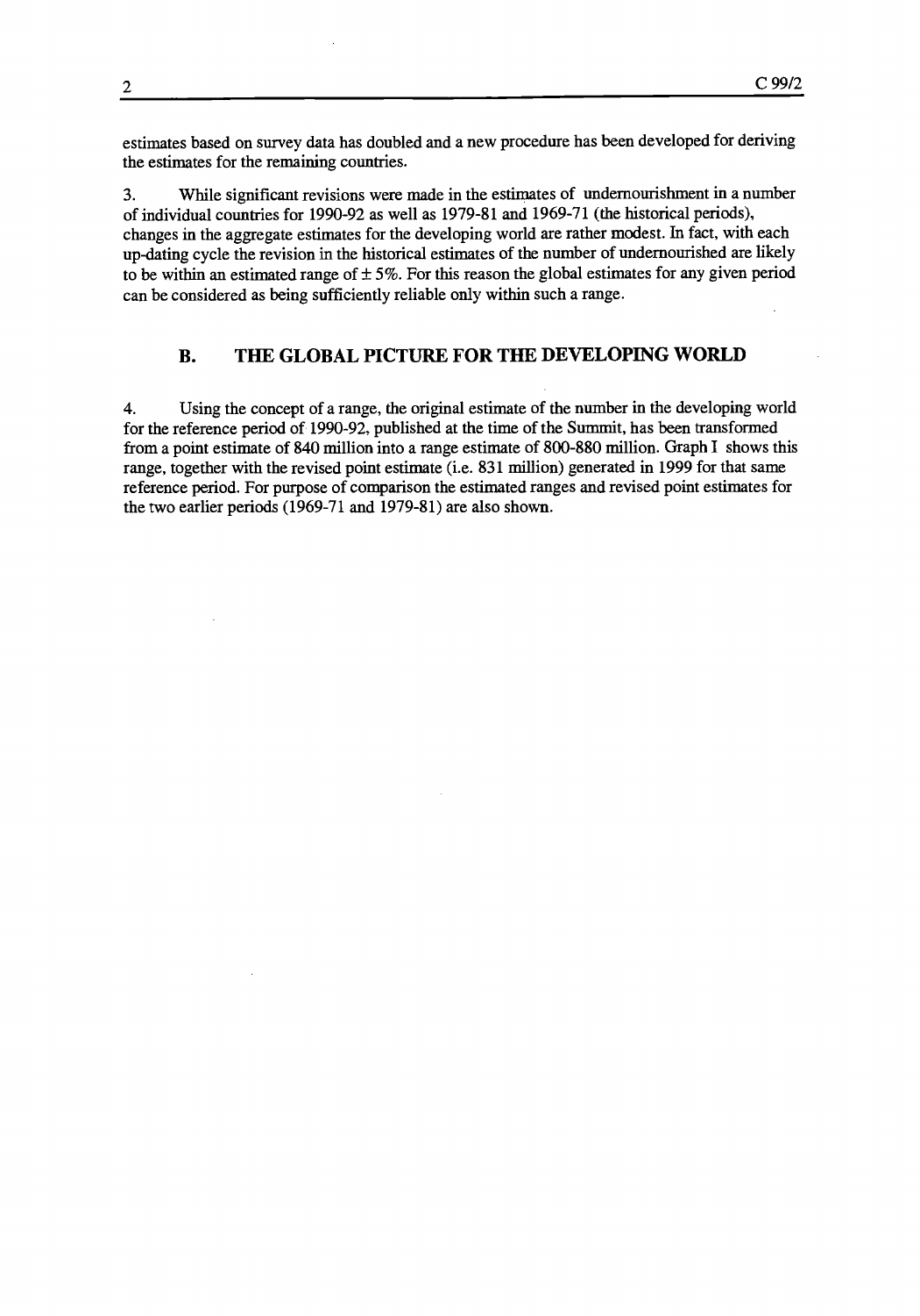estimates based on survey data has doubled and a new procedure has been developed for deriving the estimates for the remaining countries.

3. While significant revisions were made in the estimates of undernourishment in a number of individual countries for 1990-92 as well as 1979-81 and 1969-71 (the historical periods), changes in the aggregate estimates for the developing world are rather modest. In fact, with each up-dating cycle the revision in the historical estimates of the number of undernourished are likely to be within an estimated range of ± 5%. For this reason the global estimates for any given period can be considered as being sufficiently reliable only within such a range.

## B. THE GLOBAL PICTURE FOR THE DEVELOPING WORLD

4. Using the concept of a range, the original estimate of the number in the developing world for the reference period of 1990-92, published at the time of the Summit, has been transformed from a point estimate of 840 million into a range estimate of 800-880 million. Graph I shows this range, together with the revised point estimate (i.e. 831 million) generated in 1999 for that same reference period. For purpose of comparison the estimated ranges and revised point estimates for the two earlier periods (1969-71 and 1979-81) are also shown.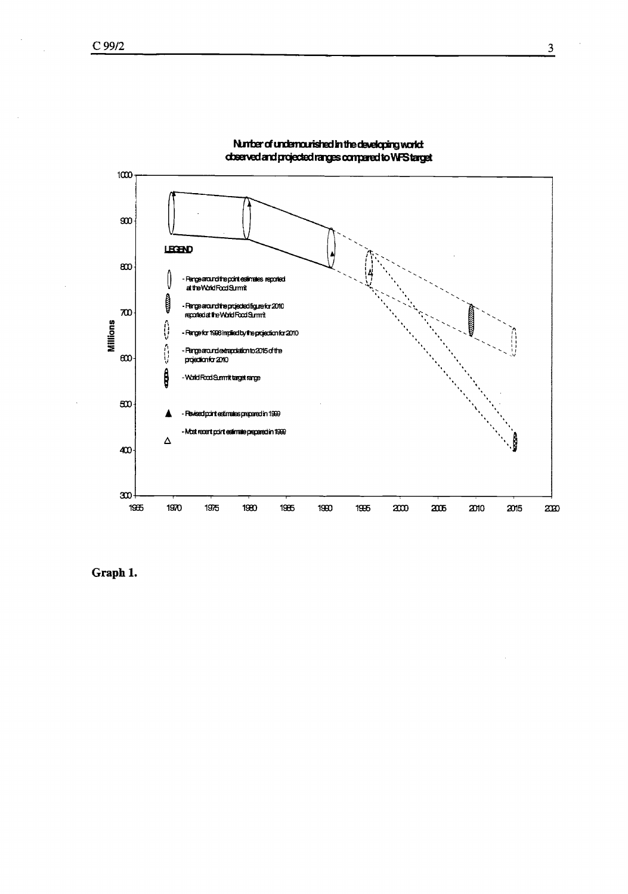**Number of undernourished in the developing world: observed and projected ranges compared to WFS target**

**LEGEND**

- Range around the point estimates reported at the World Food Summit
- Range around the projected figure for 2010 reported at the World Food Summit
- Range for 1996 implied by the projection for 2010
- Range around extrapolation to 2015 of the projection for 2010
- World Food Summit target range
- ▲ Revised point estimates prepared in 1999
- △ Most recent point estimate prepared in 1999

**Graph 1.**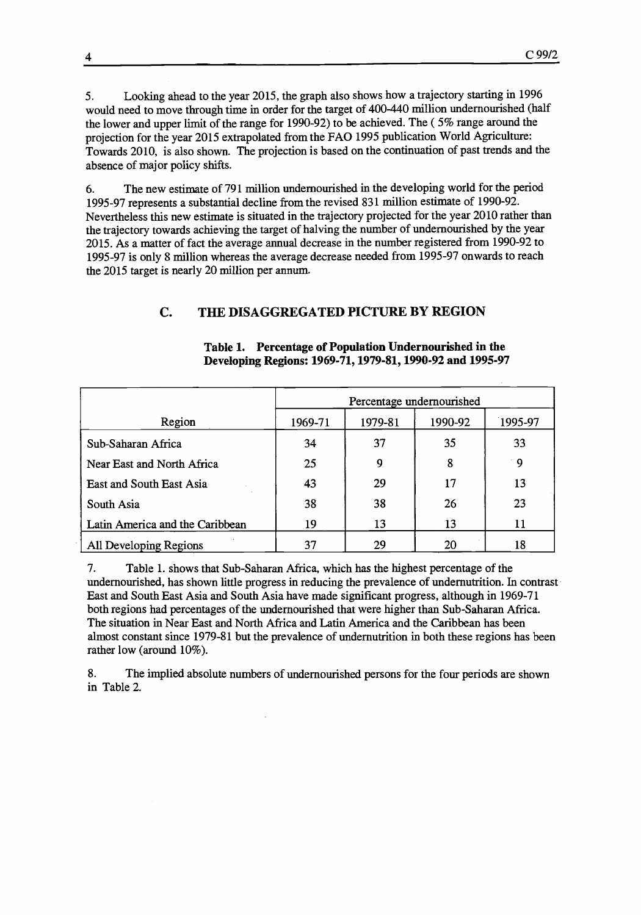5. Looking ahead to the year 2015, the graph also shows how a trajectory starting in 1996 would need to move through time in order for the target of 400-440 million undernourished (half the lower and upper limit of the range for 1990-92) to be achieved. The ( 5% range around the projection for the year 2015 extrapolated from the FAO 1995 publication World Agriculture: Towards 2010, is also shown. The projection is based on the continuation of past trends and the absence of major policy shifts.

6. The new estimate of 791 million undernourished in the developing world for the period 1995-97 represents a substantial decline from the revised 831 million estimate of 1990-92. Nevertheless this new estimate is situated in the trajectory projected for the year 2010 rather than the trajectory towards achieving the target of halving the number of undernourished by the year 2015. As a matter of fact the average annual decrease in the number registered from 1990-92 to 1995-97 is only 8 million whereas the average decrease needed from 1995-97 onwards to reach the 2015 target is nearly 20 million per annum.

## C. THE DISAGGREGATED PICTURE BY REGION

**Table 1. Percentage of Population Undernourished in the Developing Regions: 1969-71, 1979-81, 1990-92 and 1995-97**

| | Percentage undernourished | | | |
|---|---|---|---|---|
| Region | 1969-71 | 1979-81 | 1990-92 | 1995-97 |
| Sub-Saharan Africa | 34 | 37 | 35 | 33 |
| Near East and North Africa | 25 | 9 | 8 | 9 |
| East and South East Asia | 43 | 29 | 17 | 13 |
| South Asia | 38 | 38 | 26 | 23 |
| Latin America and the Caribbean | 19 | 13 | 13 | 11 |
| All Developing Regions | 37 | 29 | 20 | 18 |

7. Table 1. shows that Sub-Saharan Africa, which has the highest percentage of the undernourished, has shown little progress in reducing the prevalence of undernutrition. In contrast East and South East Asia and South Asia have made significant progress, although in 1969-71 both regions had percentages of the undernourished that were higher than Sub-Saharan Africa. The situation in Near East and North Africa and Latin America and the Caribbean has been almost constant since 1979-81 but the prevalence of undernutrition in both these regions has been rather low (around 10%).

8. The implied absolute numbers of undernourished persons for the four periods are shown in Table 2.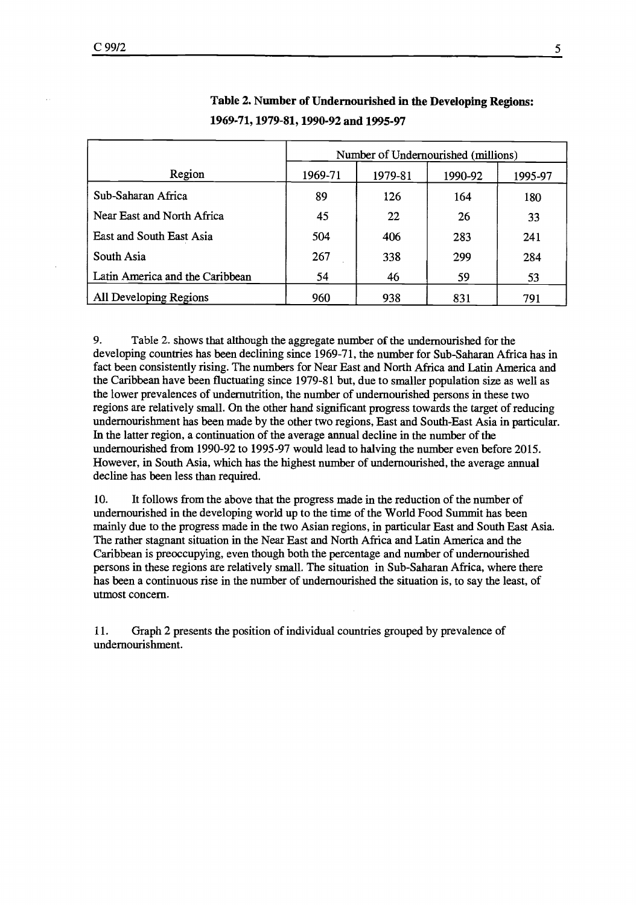**Table 2. Number of Undernourished in the Developing Regions: 1969-71, 1979-81, 1990-92 and 1995-97**

| Region | Number of Undernourished (millions) | | | |
|---|---|---|---|---|
| | 1969-71 | 1979-81 | 1990-92 | 1995-97 |
| Sub-Saharan Africa | 89 | 126 | 164 | 180 |
| Near East and North Africa | 45 | 22 | 26 | 33 |
| East and South East Asia | 504 | 406 | 283 | 241 |
| South Asia | 267 | 338 | 299 | 284 |
| Latin America and the Caribbean | 54 | 46 | 59 | 53 |
| All Developing Regions | 960 | 938 | 831 | 791 |

9. Table 2. shows that although the aggregate number of the undernourished for the developing countries has been declining since 1969-71, the number for Sub-Saharan Africa has in fact been consistently rising. The numbers for Near East and North Africa and Latin America and the Caribbean have been fluctuating since 1979-81 but, due to smaller population size as well as the lower prevalences of undernutrition, the number of undernourished persons in these two regions are relatively small. On the other hand significant progress towards the target of reducing undernourishment has been made by the other two regions, East and South-East Asia in particular. In the latter region, a continuation of the average annual decline in the number of the undernourished from 1990-92 to 1995-97 would lead to halving the number even before 2015. However, in South Asia, which has the highest number of undernourished, the average annual decline has been less than required.

10. It follows from the above that the progress made in the reduction of the number of undernourished in the developing world up to the time of the World Food Summit has been mainly due to the progress made in the two Asian regions, in particular East and South East Asia. The rather stagnant situation in the Near East and North Africa and Latin America and the Caribbean is preoccupying, even though both the percentage and number of undernourished persons in these regions are relatively small. The situation in Sub-Saharan Africa, where there has been a continuous rise in the number of undernourished the situation is, to say the least, of utmost concern.

11. Graph 2 presents the position of individual countries grouped by prevalence of undernourishment.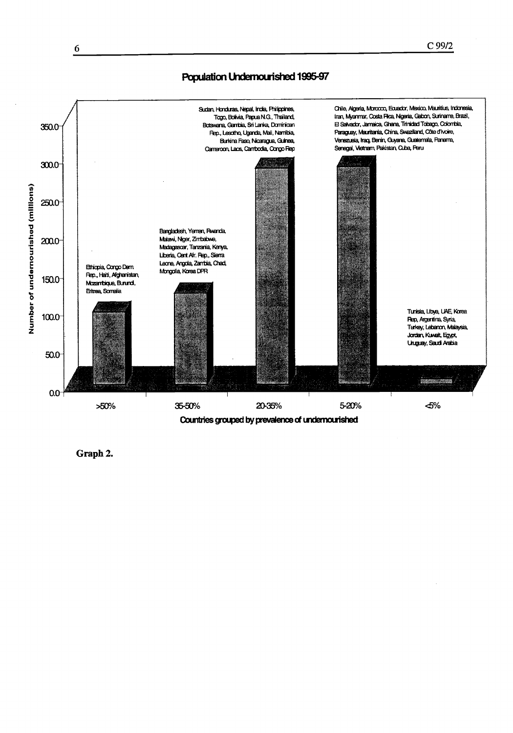## Population Undernourished 1995-97

| Countries grouped by prevalence of undernourished | Countries | Number of undernourished (millions) (approx.) |
|---|---|---|
| >50% | Ethiopia, Congo Dem. Rep., Haiti, Afghanistan, Mozambique, Burundi, Eritrea, Somalia | ~105 |
| 35-50% | Bangladesh, Yemen, Rwanda, Malawi, Niger, Zimbabwe, Madagascar, Tanzania, Kenya, Liberia, Cent Afr. Rep., Sierra Leone, Angola, Zambia, Chad, Mongolia, Korea DPR | ~130 |
| 20-35% | Sudan, Honduras, Nepal, India, Philippines, Togo, Bolivia, Papua N.G., Thailand, Botswana, Gambia, Sri Lanka, Dominican Rep., Lesotho, Uganda, Mali, Namibia, Burkina Faso, Nicaragua, Guinea, Cameroon, Laos, Cambodia, Congo Rep | ~295 |
| 5-20% | Chile, Algeria, Morocco, Ecuador, Mexico, Mauritius, Indonesia, Iran, Myanmar, Costa Rica, Nigeria, Gabon, Suriname, Brazil, El Salvador, Jamaica, Ghana, Trinidad Tobago, Colombia, Paraguay, Mauritania, China, Swaziland, Côte d'Ivoire, Venezuela, Iraq, Benin, Guyana, Guatemala, Panama, Senegal, Vietnam, Pakistan, Cuba, Peru | ~295 |
| <5% | Tunisia, Libya, UAE, Korea Rep, Argentina, Syria, Turkey, Lebanon, Malaysia, Jordan, Kuwait, Egypt, Uruguay, Saudi Arabia | ~5 |

Y-axis: Number of undernourished (millions), 0.0 to 350.0

X-axis: Countries grouped by prevalence of undernourished

**Graph 2.**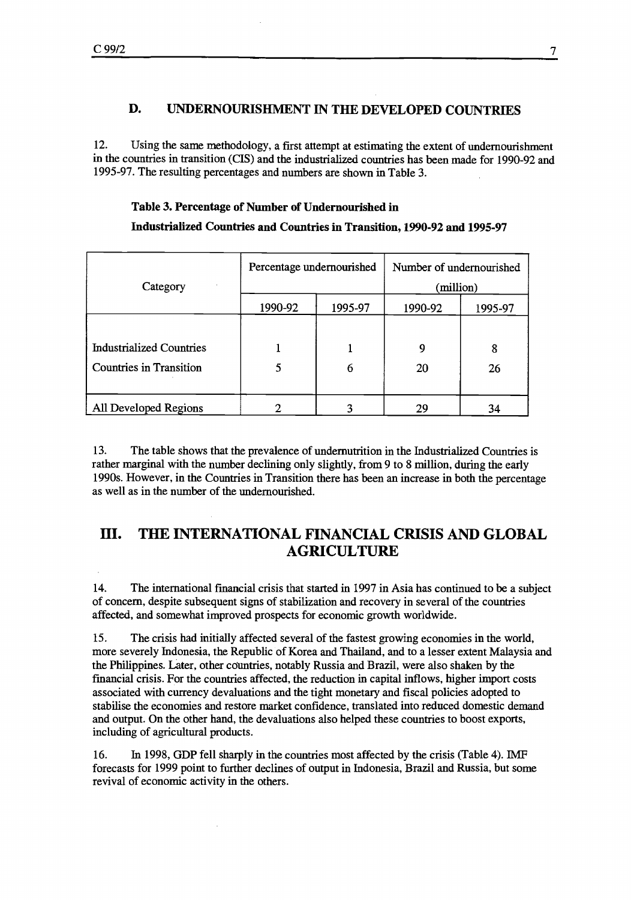## D. UNDERNOURISHMENT IN THE DEVELOPED COUNTRIES

12. Using the same methodology, a first attempt at estimating the extent of undernourishment in the countries in transition (CIS) and the industrialized countries has been made for 1990-92 and 1995-97. The resulting percentages and numbers are shown in Table 3.

**Table 3. Percentage of Number of Undernourished in Industrialized Countries and Countries in Transition, 1990-92 and 1995-97**

| Category | Percentage undernourished | | Number of undernourished (million) | |
|---|---|---|---|---|
| | 1990-92 | 1995-97 | 1990-92 | 1995-97 |
| Industrialized Countries | 1 | 1 | 9 | 8 |
| Countries in Transition | 5 | 6 | 20 | 26 |
| All Developed Regions | 2 | 3 | 29 | 34 |

13. The table shows that the prevalence of undernutrition in the Industrialized Countries is rather marginal with the number declining only slightly, from 9 to 8 million, during the early 1990s. However, in the Countries in Transition there has been an increase in both the percentage as well as in the number of the undernourished.

# III. THE INTERNATIONAL FINANCIAL CRISIS AND GLOBAL AGRICULTURE

14. The international financial crisis that started in 1997 in Asia has continued to be a subject of concern, despite subsequent signs of stabilization and recovery in several of the countries affected, and somewhat improved prospects for economic growth worldwide.

15. The crisis had initially affected several of the fastest growing economies in the world, more severely Indonesia, the Republic of Korea and Thailand, and to a lesser extent Malaysia and the Philippines. Later, other countries, notably Russia and Brazil, were also shaken by the financial crisis. For the countries affected, the reduction in capital inflows, higher import costs associated with currency devaluations and the tight monetary and fiscal policies adopted to stabilise the economies and restore market confidence, translated into reduced domestic demand and output. On the other hand, the devaluations also helped these countries to boost exports, including of agricultural products.

16. In 1998, GDP fell sharply in the countries most affected by the crisis (Table 4). IMF forecasts for 1999 point to further declines of output in Indonesia, Brazil and Russia, but some revival of economic activity in the others.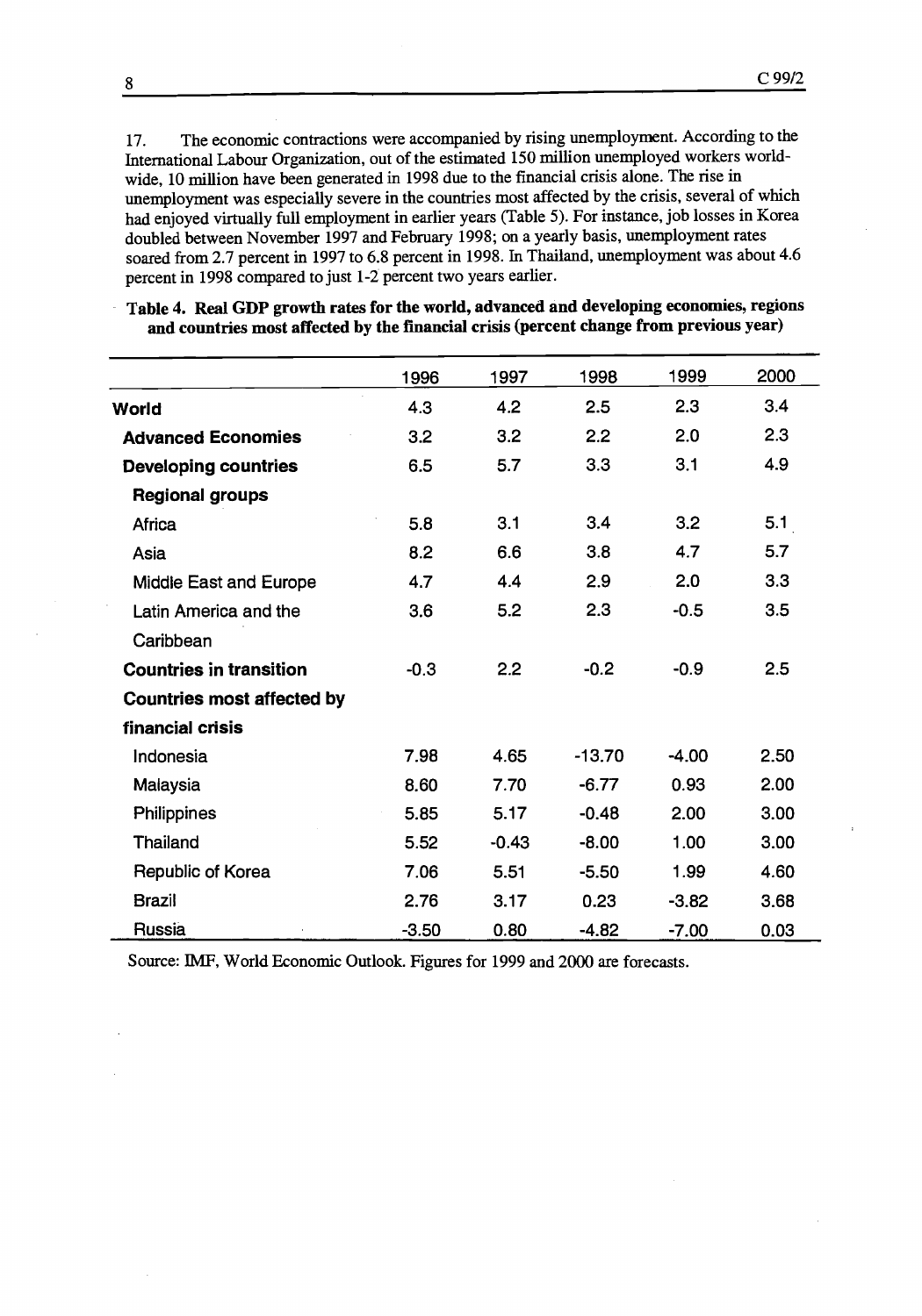17. The economic contractions were accompanied by rising unemployment. According to the International Labour Organization, out of the estimated 150 million unemployed workers worldwide, 10 million have been generated in 1998 due to the financial crisis alone. The rise in unemployment was especially severe in the countries most affected by the crisis, several of which had enjoyed virtually full employment in earlier years (Table 5). For instance, job losses in Korea doubled between November 1997 and February 1998; on a yearly basis, unemployment rates soared from 2.7 percent in 1997 to 6.8 percent in 1998. In Thailand, unemployment was about 4.6 percent in 1998 compared to just 1-2 percent two years earlier.

**Table 4. Real GDP growth rates for the world, advanced and developing economies, regions and countries most affected by the financial crisis (percent change from previous year)**

| | 1996 | 1997 | 1998 | 1999 | 2000 |
|---|---|---|---|---|---|
| **World** | 4.3 | 4.2 | 2.5 | 2.3 | 3.4 |
| **Advanced Economies** | 3.2 | 3.2 | 2.2 | 2.0 | 2.3 |
| **Developing countries** | 6.5 | 5.7 | 3.3 | 3.1 | 4.9 |
| **Regional groups** | | | | | |
| Africa | 5.8 | 3.1 | 3.4 | 3.2 | 5.1 |
| Asia | 8.2 | 6.6 | 3.8 | 4.7 | 5.7 |
| Middle East and Europe | 4.7 | 4.4 | 2.9 | 2.0 | 3.3 |
| Latin America and the Caribbean | 3.6 | 5.2 | 2.3 | -0.5 | 3.5 |
| **Countries in transition** | -0.3 | 2.2 | -0.2 | -0.9 | 2.5 |
| **Countries most affected by financial crisis** | | | | | |
| Indonesia | 7.98 | 4.65 | -13.70 | -4.00 | 2.50 |
| Malaysia | 8.60 | 7.70 | -6.77 | 0.93 | 2.00 |
| Philippines | 5.85 | 5.17 | -0.48 | 2.00 | 3.00 |
| Thailand | 5.52 | -0.43 | -8.00 | 1.00 | 3.00 |
| Republic of Korea | 7.06 | 5.51 | -5.50 | 1.99 | 4.60 |
| Brazil | 2.76 | 3.17 | 0.23 | -3.82 | 3.68 |
| Russia | -3.50 | 0.80 | -4.82 | -7.00 | 0.03 |

Source: IMF, World Economic Outlook. Figures for 1999 and 2000 are forecasts.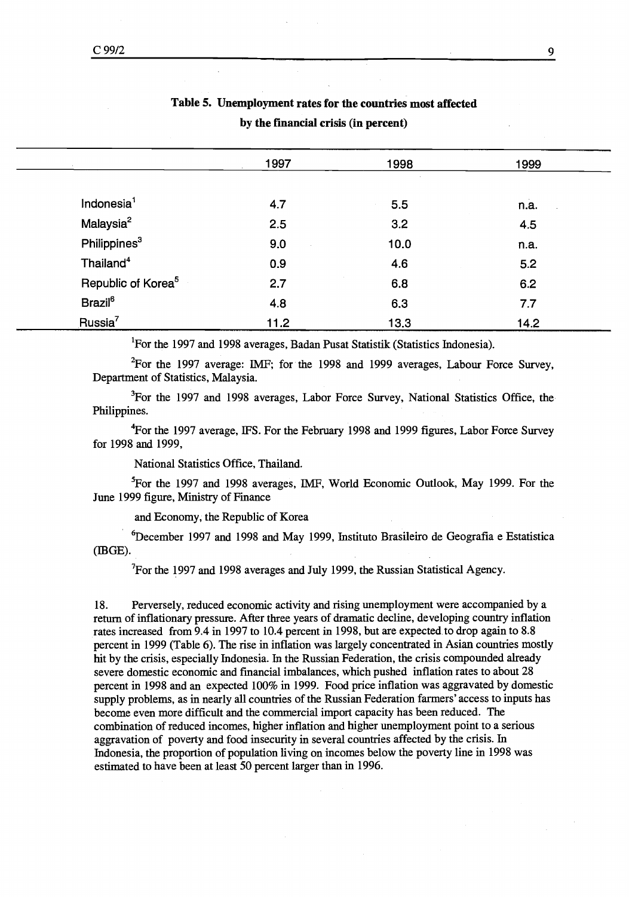**Table 5. Unemployment rates for the countries most affected by the financial crisis (in percent)**

| | 1997 | 1998 | 1999 |
|---|---|---|---|
| Indonesia[1] | 4.7 | 5.5 | n.a. |
| Malaysia[2] | 2.5 | 3.2 | 4.5 |
| Philippines[3] | 9.0 | 10.0 | n.a. |
| Thailand[4] | 0.9 | 4.6 | 5.2 |
| Republic of Korea[5] | 2.7 | 6.8 | 6.2 |
| Brazil[6] | 4.8 | 6.3 | 7.7 |
| Russia[7] | 11.2 | 13.3 | 14.2 |

[1]For the 1997 and 1998 averages, Badan Pusat Statistik (Statistics Indonesia).

[2]For the 1997 average: IMF; for the 1998 and 1999 averages, Labour Force Survey, Department of Statistics, Malaysia.

[3]For the 1997 and 1998 averages, Labor Force Survey, National Statistics Office, the Philippines.

[4]For the 1997 average, IFS. For the February 1998 and 1999 figures, Labor Force Survey for 1998 and 1999,

National Statistics Office, Thailand.

[5]For the 1997 and 1998 averages, IMF, World Economic Outlook, May 1999. For the June 1999 figure, Ministry of Finance

and Economy, the Republic of Korea

[6]December 1997 and 1998 and May 1999, Instituto Brasileiro de Geografia e Estatistica (IBGE).

[7]For the 1997 and 1998 averages and July 1999, the Russian Statistical Agency.

18. Perversely, reduced economic activity and rising unemployment were accompanied by a return of inflationary pressure. After three years of dramatic decline, developing country inflation rates increased from 9.4 in 1997 to 10.4 percent in 1998, but are expected to drop again to 8.8 percent in 1999 (Table 6). The rise in inflation was largely concentrated in Asian countries mostly hit by the crisis, especially Indonesia. In the Russian Federation, the crisis compounded already severe domestic economic and financial imbalances, which pushed inflation rates to about 28 percent in 1998 and an expected 100% in 1999. Food price inflation was aggravated by domestic supply problems, as in nearly all countries of the Russian Federation farmers' access to inputs has become even more difficult and the commercial import capacity has been reduced. The combination of reduced incomes, higher inflation and higher unemployment point to a serious aggravation of poverty and food insecurity in several countries affected by the crisis. In Indonesia, the proportion of population living on incomes below the poverty line in 1998 was estimated to have been at least 50 percent larger than in 1996.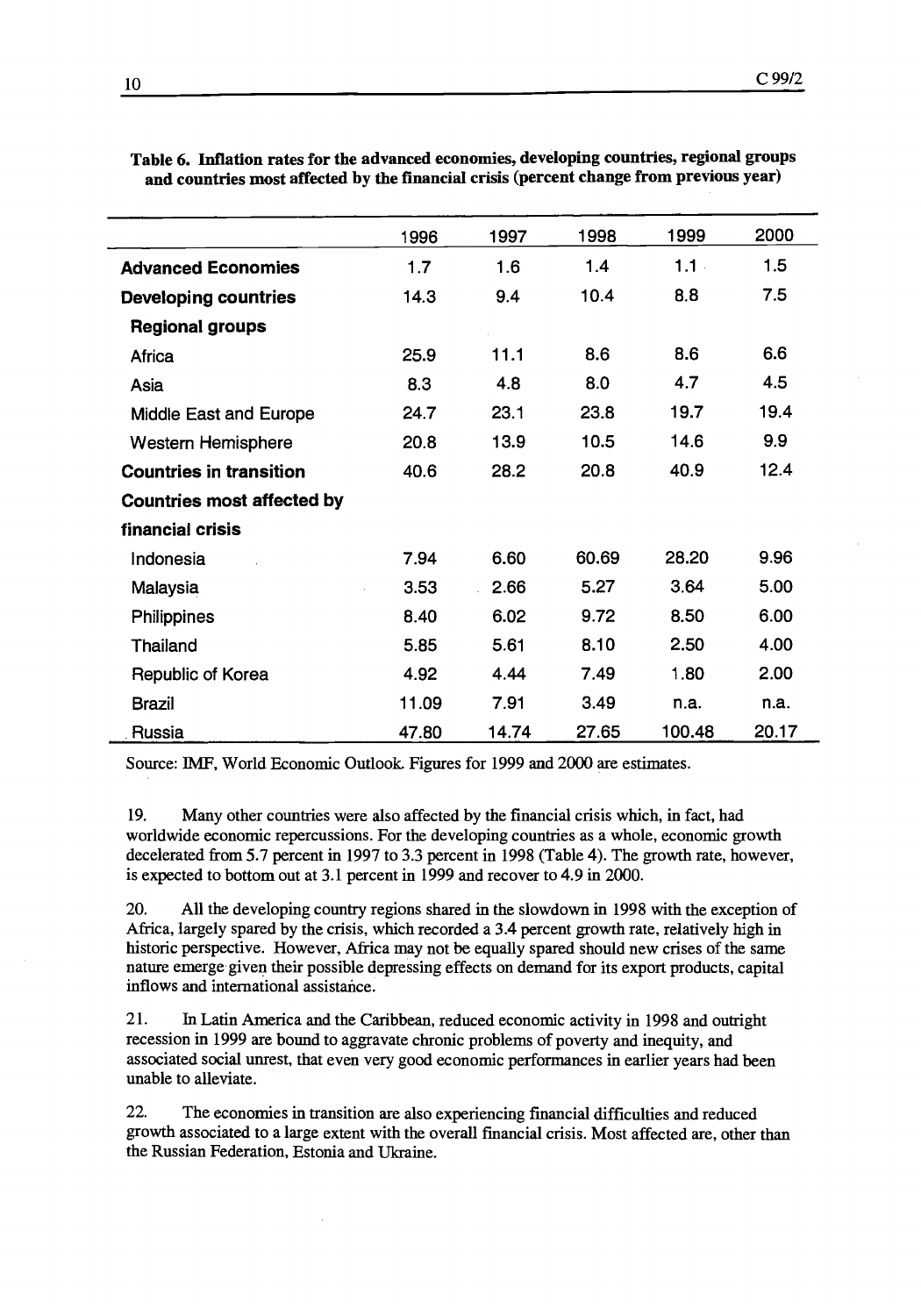**Table 6. Inflation rates for the advanced economies, developing countries, regional groups and countries most affected by the financial crisis (percent change from previous year)**

| | 1996 | 1997 | 1998 | 1999 | 2000 |
|---|---|---|---|---|---|
| **Advanced Economies** | 1.7 | 1.6 | 1.4 | 1.1 | 1.5 |
| **Developing countries** | 14.3 | 9.4 | 10.4 | 8.8 | 7.5 |
| **Regional groups** | | | | | |
| Africa | 25.9 | 11.1 | 8.6 | 8.6 | 6.6 |
| Asia | 8.3 | 4.8 | 8.0 | 4.7 | 4.5 |
| Middle East and Europe | 24.7 | 23.1 | 23.8 | 19.7 | 19.4 |
| Western Hemisphere | 20.8 | 13.9 | 10.5 | 14.6 | 9.9 |
| **Countries in transition** | 40.6 | 28.2 | 20.8 | 40.9 | 12.4 |
| **Countries most affected by financial crisis** | | | | | |
| Indonesia | 7.94 | 6.60 | 60.69 | 28.20 | 9.96 |
| Malaysia | 3.53 | 2.66 | 5.27 | 3.64 | 5.00 |
| Philippines | 8.40 | 6.02 | 9.72 | 8.50 | 6.00 |
| Thailand | 5.85 | 5.61 | 8.10 | 2.50 | 4.00 |
| Republic of Korea | 4.92 | 4.44 | 7.49 | 1.80 | 2.00 |
| Brazil | 11.09 | 7.91 | 3.49 | n.a. | n.a. |
| Russia | 47.80 | 14.74 | 27.65 | 100.48 | 20.17 |

Source: IMF, World Economic Outlook. Figures for 1999 and 2000 are estimates.

19. Many other countries were also affected by the financial crisis which, in fact, had worldwide economic repercussions. For the developing countries as a whole, economic growth decelerated from 5.7 percent in 1997 to 3.3 percent in 1998 (Table 4). The growth rate, however, is expected to bottom out at 3.1 percent in 1999 and recover to 4.9 in 2000.

20. All the developing country regions shared in the slowdown in 1998 with the exception of Africa, largely spared by the crisis, which recorded a 3.4 percent growth rate, relatively high in historic perspective. However, Africa may not be equally spared should new crises of the same nature emerge given their possible depressing effects on demand for its export products, capital inflows and international assistance.

21. In Latin America and the Caribbean, reduced economic activity in 1998 and outright recession in 1999 are bound to aggravate chronic problems of poverty and inequity, and associated social unrest, that even very good economic performances in earlier years had been unable to alleviate.

22. The economies in transition are also experiencing financial difficulties and reduced growth associated to a large extent with the overall financial crisis. Most affected are, other than the Russian Federation, Estonia and Ukraine.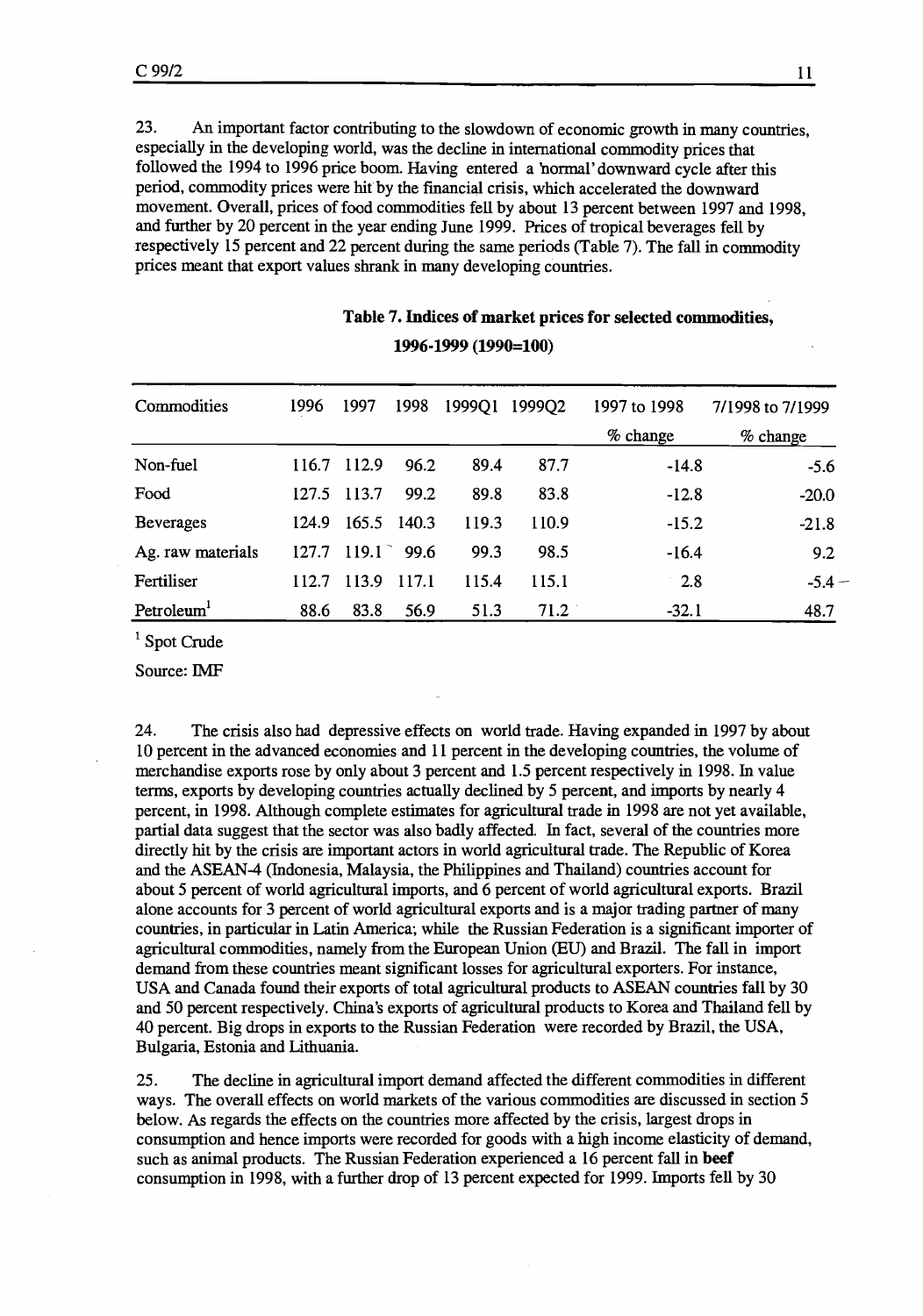23. An important factor contributing to the slowdown of economic growth in many countries, especially in the developing world, was the decline in international commodity prices that followed the 1994 to 1996 price boom. Having entered a 'normal' downward cycle after this period, commodity prices were hit by the financial crisis, which accelerated the downward movement. Overall, prices of food commodities fell by about 13 percent between 1997 and 1998, and further by 20 percent in the year ending June 1999. Prices of tropical beverages fell by respectively 15 percent and 22 percent during the same periods (Table 7). The fall in commodity prices meant that export values shrank in many developing countries.

**Table 7. Indices of market prices for selected commodities, 1996-1999 (1990=100)**

| Commodities | 1996 | 1997 | 1998 | 1999Q1 | 1999Q2 | 1997 to 1998 % change | 7/1998 to 7/1999 % change |
|---|---|---|---|---|---|---|---|
| Non-fuel | 116.7 | 112.9 | 96.2 | 89.4 | 87.7 | -14.8 | -5.6 |
| Food | 127.5 | 113.7 | 99.2 | 89.8 | 83.8 | -12.8 | -20.0 |
| Beverages | 124.9 | 165.5 | 140.3 | 119.3 | 110.9 | -15.2 | -21.8 |
| Ag. raw materials | 127.7 | 119.1 | 99.6 | 99.3 | 98.5 | -16.4 | 9.2 |
| Fertiliser | 112.7 | 113.9 | 117.1 | 115.4 | 115.1 | 2.8 | -5.4 |
| Petroleum[1] | 88.6 | 83.8 | 56.9 | 51.3 | 71.2 | -32.1 | 48.7 |

[1] Spot Crude

Source: IMF

24. The crisis also had depressive effects on world trade. Having expanded in 1997 by about 10 percent in the advanced economies and 11 percent in the developing countries, the volume of merchandise exports rose by only about 3 percent and 1.5 percent respectively in 1998. In value terms, exports by developing countries actually declined by 5 percent, and imports by nearly 4 percent, in 1998. Although complete estimates for agricultural trade in 1998 are not yet available, partial data suggest that the sector was also badly affected. In fact, several of the countries more directly hit by the crisis are important actors in world agricultural trade. The Republic of Korea and the ASEAN-4 (Indonesia, Malaysia, the Philippines and Thailand) countries account for about 5 percent of world agricultural imports, and 6 percent of world agricultural exports. Brazil alone accounts for 3 percent of world agricultural exports and is a major trading partner of many countries, in particular in Latin America; while the Russian Federation is a significant importer of agricultural commodities, namely from the European Union (EU) and Brazil. The fall in import demand from these countries meant significant losses for agricultural exporters. For instance, USA and Canada found their exports of total agricultural products to ASEAN countries fall by 30 and 50 percent respectively. China's exports of agricultural products to Korea and Thailand fell by 40 percent. Big drops in exports to the Russian Federation were recorded by Brazil, the USA, Bulgaria, Estonia and Lithuania.

25. The decline in agricultural import demand affected the different commodities in different ways. The overall effects on world markets of the various commodities are discussed in section 5 below. As regards the effects on the countries more affected by the crisis, largest drops in consumption and hence imports were recorded for goods with a high income elasticity of demand, such as animal products. The Russian Federation experienced a 16 percent fall in **beef** consumption in 1998, with a further drop of 13 percent expected for 1999. Imports fell by 30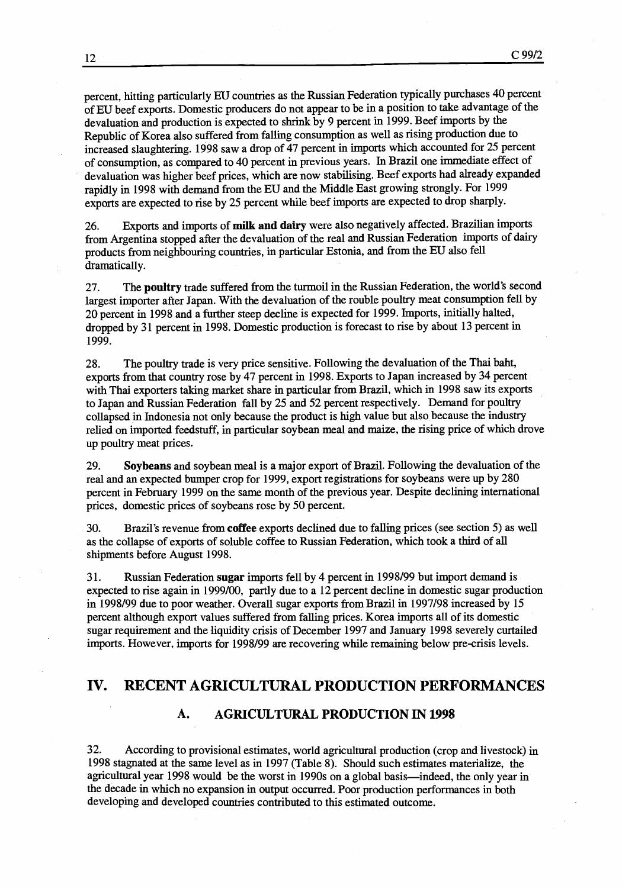percent, hitting particularly EU countries as the Russian Federation typically purchases 40 percent of EU beef exports. Domestic producers do not appear to be in a position to take advantage of the devaluation and production is expected to shrink by 9 percent in 1999. Beef imports by the Republic of Korea also suffered from falling consumption as well as rising production due to increased slaughtering. 1998 saw a drop of 47 percent in imports which accounted for 25 percent of consumption, as compared to 40 percent in previous years. In Brazil one immediate effect of devaluation was higher beef prices, which are now stabilising. Beef exports had already expanded rapidly in 1998 with demand from the EU and the Middle East growing strongly. For 1999 exports are expected to rise by 25 percent while beef imports are expected to drop sharply.

26. Exports and imports of **milk and dairy** were also negatively affected. Brazilian imports from Argentina stopped after the devaluation of the real and Russian Federation imports of dairy products from neighbouring countries, in particular Estonia, and from the EU also fell dramatically.

27. The **poultry** trade suffered from the turmoil in the Russian Federation, the world's second largest importer after Japan. With the devaluation of the rouble poultry meat consumption fell by 20 percent in 1998 and a further steep decline is expected for 1999. Imports, initially halted, dropped by 31 percent in 1998. Domestic production is forecast to rise by about 13 percent in 1999.

28. The poultry trade is very price sensitive. Following the devaluation of the Thai baht, exports from that country rose by 47 percent in 1998. Exports to Japan increased by 34 percent with Thai exporters taking market share in particular from Brazil, which in 1998 saw its exports to Japan and Russian Federation fall by 25 and 52 percent respectively. Demand for poultry collapsed in Indonesia not only because the product is high value but also because the industry relied on imported feedstuff, in particular soybean meal and maize, the rising price of which drove up poultry meat prices.

29. **Soybeans** and soybean meal is a major export of Brazil. Following the devaluation of the real and an expected bumper crop for 1999, export registrations for soybeans were up by 280 percent in February 1999 on the same month of the previous year. Despite declining international prices, domestic prices of soybeans rose by 50 percent.

30. Brazil's revenue from **coffee** exports declined due to falling prices (see section 5) as well as the collapse of exports of soluble coffee to Russian Federation, which took a third of all shipments before August 1998.

31. Russian Federation **sugar** imports fell by 4 percent in 1998/99 but import demand is expected to rise again in 1999/00, partly due to a 12 percent decline in domestic sugar production in 1998/99 due to poor weather. Overall sugar exports from Brazil in 1997/98 increased by 15 percent although export values suffered from falling prices. Korea imports all of its domestic sugar requirement and the liquidity crisis of December 1997 and January 1998 severely curtailed imports. However, imports for 1998/99 are recovering while remaining below pre-crisis levels.

# IV. RECENT AGRICULTURAL PRODUCTION PERFORMANCES

## A. AGRICULTURAL PRODUCTION IN 1998

32. According to provisional estimates, world agricultural production (crop and livestock) in 1998 stagnated at the same level as in 1997 (Table 8). Should such estimates materialize, the agricultural year 1998 would be the worst in 1990s on a global basis—indeed, the only year in the decade in which no expansion in output occurred. Poor production performances in both developing and developed countries contributed to this estimated outcome.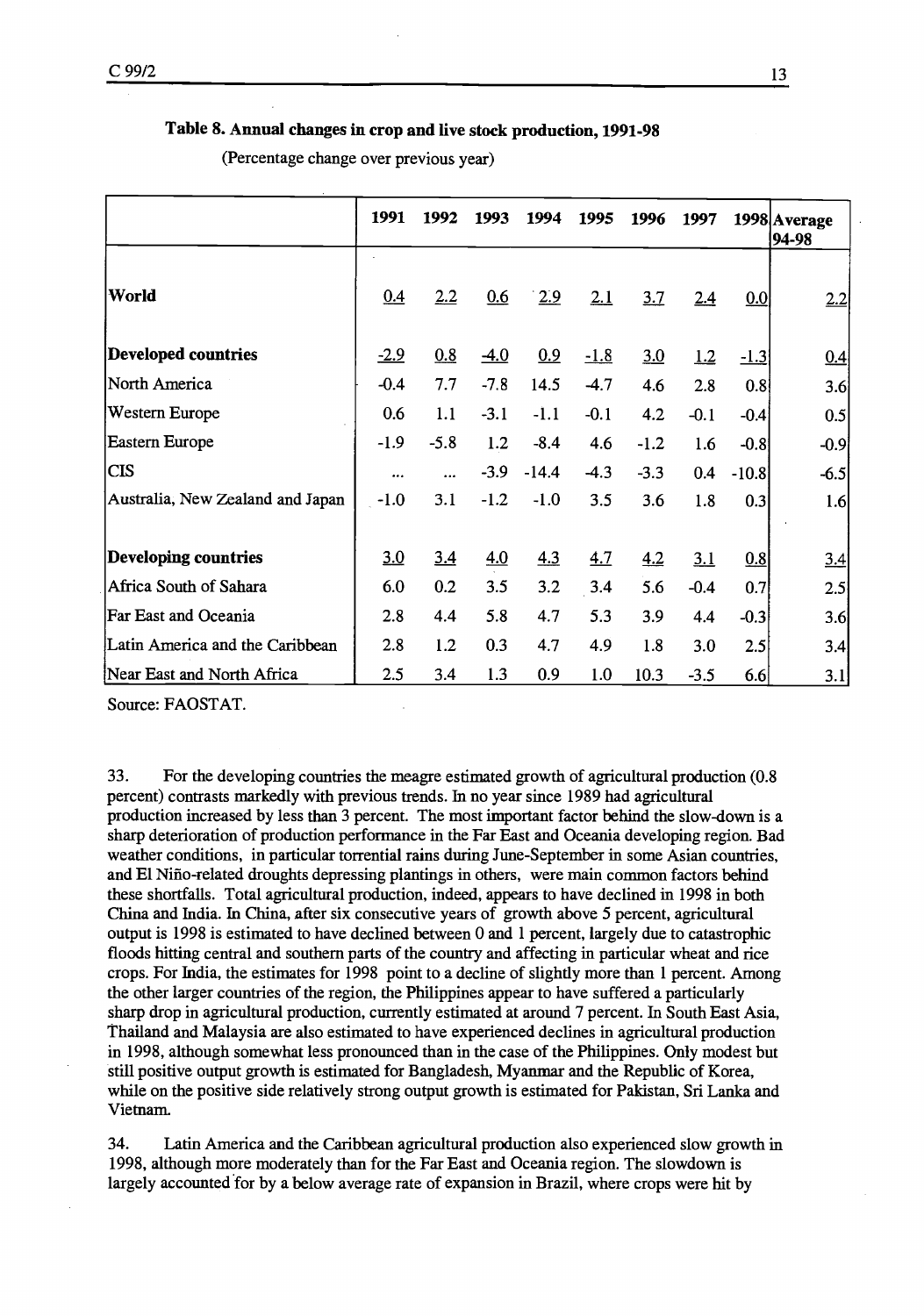**Table 8. Annual changes in crop and live stock production, 1991-98**

(Percentage change over previous year)

| | 1991 | 1992 | 1993 | 1994 | 1995 | 1996 | 1997 | 1998 | Average 94-98 |
|---|---|---|---|---|---|---|---|---|---|
| **World** | 0.4 | 2.2 | 0.6 | 2.9 | 2.1 | 3.7 | 2.4 | 0.0 | 2.2 |
| **Developed countries** | -2.9 | 0.8 | -4.0 | 0.9 | -1.8 | 3.0 | 1.2 | -1.3 | 0.4 |
| North America | -0.4 | 7.7 | -7.8 | 14.5 | -4.7 | 4.6 | 2.8 | 0.8 | 3.6 |
| Western Europe | 0.6 | 1.1 | -3.1 | -1.1 | -0.1 | 4.2 | -0.1 | -0.4 | 0.5 |
| Eastern Europe | -1.9 | -5.8 | 1.2 | -8.4 | 4.6 | -1.2 | 1.6 | -0.8 | -0.9 |
| CIS | ... | ... | -3.9 | -14.4 | -4.3 | -3.3 | 0.4 | -10.8 | -6.5 |
| Australia, New Zealand and Japan | -1.0 | 3.1 | -1.2 | -1.0 | 3.5 | 3.6 | 1.8 | 0.3 | 1.6 |
| **Developing countries** | 3.0 | 3.4 | 4.0 | 4.3 | 4.7 | 4.2 | 3.1 | 0.8 | 3.4 |
| Africa South of Sahara | 6.0 | 0.2 | 3.5 | 3.2 | 3.4 | 5.6 | -0.4 | 0.7 | 2.5 |
| Far East and Oceania | 2.8 | 4.4 | 5.8 | 4.7 | 5.3 | 3.9 | 4.4 | -0.3 | 3.6 |
| Latin America and the Caribbean | 2.8 | 1.2 | 0.3 | 4.7 | 4.9 | 1.8 | 3.0 | 2.5 | 3.4 |
| Near East and North Africa | 2.5 | 3.4 | 1.3 | 0.9 | 1.0 | 10.3 | -3.5 | 6.6 | 3.1 |

Source: FAOSTAT.

33. For the developing countries the meagre estimated growth of agricultural production (0.8 percent) contrasts markedly with previous trends. In no year since 1989 had agricultural production increased by less than 3 percent. The most important factor behind the slow-down is a sharp deterioration of production performance in the Far East and Oceania developing region. Bad weather conditions, in particular torrential rains during June-September in some Asian countries, and El Niño-related droughts depressing plantings in others, were main common factors behind these shortfalls. Total agricultural production, indeed, appears to have declined in 1998 in both China and India. In China, after six consecutive years of growth above 5 percent, agricultural output is 1998 is estimated to have declined between 0 and 1 percent, largely due to catastrophic floods hitting central and southern parts of the country and affecting in particular wheat and rice crops. For India, the estimates for 1998 point to a decline of slightly more than 1 percent. Among the other larger countries of the region, the Philippines appear to have suffered a particularly sharp drop in agricultural production, currently estimated at around 7 percent. In South East Asia, Thailand and Malaysia are also estimated to have experienced declines in agricultural production in 1998, although somewhat less pronounced than in the case of the Philippines. Only modest but still positive output growth is estimated for Bangladesh, Myanmar and the Republic of Korea, while on the positive side relatively strong output growth is estimated for Pakistan, Sri Lanka and Vietnam.

34. Latin America and the Caribbean agricultural production also experienced slow growth in 1998, although more moderately than for the Far East and Oceania region. The slowdown is largely accounted for by a below average rate of expansion in Brazil, where crops were hit by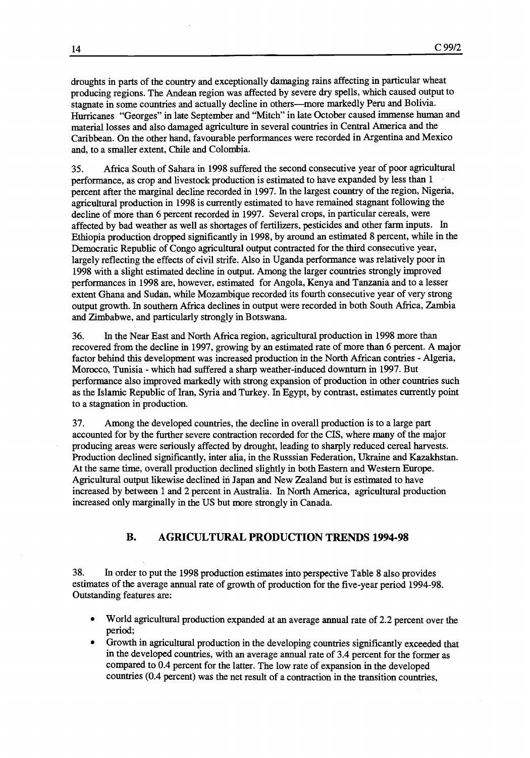droughts in parts of the country and exceptionally damaging rains affecting in particular wheat producing regions. The Andean region was affected by severe dry spells, which caused output to stagnate in some countries and actually decline in others—more markedly Peru and Bolivia. Hurricanes "Georges" in late September and "Mitch" in late October caused immense human and material losses and also damaged agriculture in several countries in Central America and the Caribbean. On the other hand, favourable performances were recorded in Argentina and Mexico and, to a smaller extent, Chile and Colombia.

35. Africa South of Sahara in 1998 suffered the second consecutive year of poor agricultural performance, as crop and livestock production is estimated to have expanded by less than 1 percent after the marginal decline recorded in 1997. In the largest country of the region, Nigeria, agricultural production in 1998 is currently estimated to have remained stagnant following the decline of more than 6 percent recorded in 1997. Several crops, in particular cereals, were affected by bad weather as well as shortages of fertilizers, pesticides and other farm inputs. In Ethiopia production dropped significantly in 1998, by around an estimated 8 percent, while in the Democratic Republic of Congo agricultural output contracted for the third consecutive year, largely reflecting the effects of civil strife. Also in Uganda performance was relatively poor in 1998 with a slight estimated decline in output. Among the larger countries strongly improved performances in 1998 are, however, estimated for Angola, Kenya and Tanzania and to a lesser extent Ghana and Sudan, while Mozambique recorded its fourth consecutive year of very strong output growth. In southern Africa declines in output were recorded in both South Africa, Zambia and Zimbabwe, and particularly strongly in Botswana.

36. In the Near East and North Africa region, agricultural production in 1998 more than recovered from the decline in 1997, growing by an estimated rate of more than 6 percent. A major factor behind this development was increased production in the North African contries - Algeria, Morocco, Tunisia - which had suffered a sharp weather-induced downturn in 1997. But performance also improved markedly with strong expansion of production in other countries such as the Islamic Republic of Iran, Syria and Turkey. In Egypt, by contrast, estimates currently point to a stagnation in production.

37. Among the developed countries, the decline in overall production is to a large part accounted for by the further severe contraction recorded for the CIS, where many of the major producing areas were seriously affected by drought, leading to sharply reduced cereal harvests. Production declined significantly, inter alia, in the Russsian Federation, Ukraine and Kazakhstan. At the same time, overall production declined slightly in both Eastern and Western Europe. Agricultural output likewise declined in Japan and New Zealand but is estimated to have increased by between 1 and 2 percent in Australia. In North America, agricultural production increased only marginally in the US but more strongly in Canada.

## B. AGRICULTURAL PRODUCTION TRENDS 1994-98

38. In order to put the 1998 production estimates into perspective Table 8 also provides estimates of the average annual rate of growth of production for the five-year period 1994-98. Outstanding features are:

- World agricultural production expanded at an average annual rate of 2.2 percent over the period;
- Growth in agricultural production in the developing countries significantly exceeded that in the developed countries, with an average annual rate of 3.4 percent for the former as compared to 0.4 percent for the latter. The low rate of expansion in the developed countries (0.4 percent) was the net result of a contraction in the transition countries,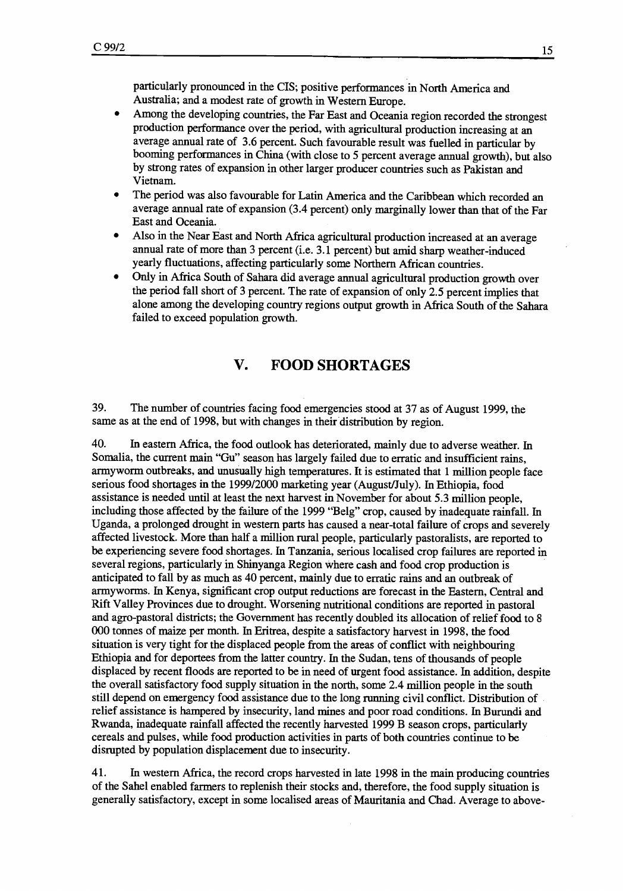particularly pronounced in the CIS; positive performances in North America and Australia; and a modest rate of growth in Western Europe.

- Among the developing countries, the Far East and Oceania region recorded the strongest production performance over the period, with agricultural production increasing at an average annual rate of 3.6 percent. Such favourable result was fuelled in particular by booming performances in China (with close to 5 percent average annual growth), but also by strong rates of expansion in other larger producer countries such as Pakistan and Vietnam.
- The period was also favourable for Latin America and the Caribbean which recorded an average annual rate of expansion (3.4 percent) only marginally lower than that of the Far East and Oceania.
- Also in the Near East and North Africa agricultural production increased at an average annual rate of more than 3 percent (i.e. 3.1 percent) but amid sharp weather-induced yearly fluctuations, affecting particularly some Northern African countries.
- Only in Africa South of Sahara did average annual agricultural production growth over the period fall short of 3 percent. The rate of expansion of only 2.5 percent implies that alone among the developing country regions output growth in Africa South of the Sahara failed to exceed population growth.

## V. FOOD SHORTAGES

39. The number of countries facing food emergencies stood at 37 as of August 1999, the same as at the end of 1998, but with changes in their distribution by region.

40. In eastern Africa, the food outlook has deteriorated, mainly due to adverse weather. In Somalia, the current main "Gu" season has largely failed due to erratic and insufficient rains, armyworm outbreaks, and unusually high temperatures. It is estimated that 1 million people face serious food shortages in the 1999/2000 marketing year (August/July). In Ethiopia, food assistance is needed until at least the next harvest in November for about 5.3 million people, including those affected by the failure of the 1999 "Belg" crop, caused by inadequate rainfall. In Uganda, a prolonged drought in western parts has caused a near-total failure of crops and severely affected livestock. More than half a million rural people, particularly pastoralists, are reported to be experiencing severe food shortages. In Tanzania, serious localised crop failures are reported in several regions, particularly in Shinyanga Region where cash and food crop production is anticipated to fall by as much as 40 percent, mainly due to erratic rains and an outbreak of armyworms. In Kenya, significant crop output reductions are forecast in the Eastern, Central and Rift Valley Provinces due to drought. Worsening nutritional conditions are reported in pastoral and agro-pastoral districts; the Government has recently doubled its allocation of relief food to 8 000 tonnes of maize per month. In Eritrea, despite a satisfactory harvest in 1998, the food situation is very tight for the displaced people from the areas of conflict with neighbouring Ethiopia and for deportees from the latter country. In the Sudan, tens of thousands of people displaced by recent floods are reported to be in need of urgent food assistance. In addition, despite the overall satisfactory food supply situation in the north, some 2.4 million people in the south still depend on emergency food assistance due to the long running civil conflict. Distribution of relief assistance is hampered by insecurity, land mines and poor road conditions. In Burundi and Rwanda, inadequate rainfall affected the recently harvested 1999 B season crops, particularly cereals and pulses, while food production activities in parts of both countries continue to be disrupted by population displacement due to insecurity.

41. In western Africa, the record crops harvested in late 1998 in the main producing countries of the Sahel enabled farmers to replenish their stocks and, therefore, the food supply situation is generally satisfactory, except in some localised areas of Mauritania and Chad. Average to above-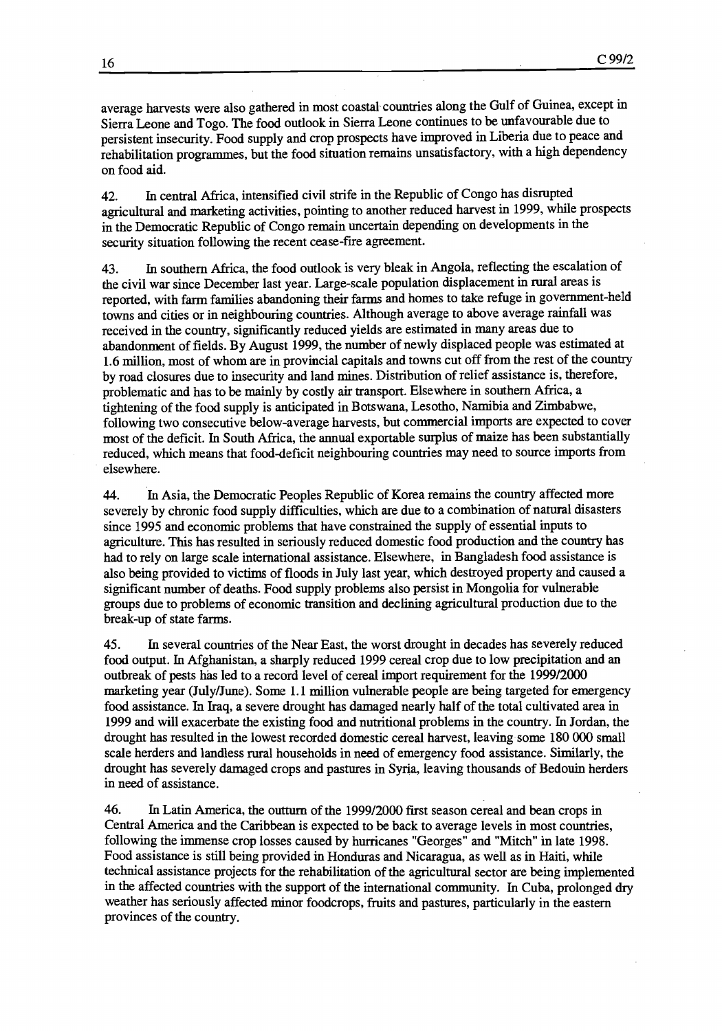average harvests were also gathered in most coastal countries along the Gulf of Guinea, except in Sierra Leone and Togo. The food outlook in Sierra Leone continues to be unfavourable due to persistent insecurity. Food supply and crop prospects have improved in Liberia due to peace and rehabilitation programmes, but the food situation remains unsatisfactory, with a high dependency on food aid.

42. In central Africa, intensified civil strife in the Republic of Congo has disrupted agricultural and marketing activities, pointing to another reduced harvest in 1999, while prospects in the Democratic Republic of Congo remain uncertain depending on developments in the security situation following the recent cease-fire agreement.

43. In southern Africa, the food outlook is very bleak in Angola, reflecting the escalation of the civil war since December last year. Large-scale population displacement in rural areas is reported, with farm families abandoning their farms and homes to take refuge in government-held towns and cities or in neighbouring countries. Although average to above average rainfall was received in the country, significantly reduced yields are estimated in many areas due to abandonment of fields. By August 1999, the number of newly displaced people was estimated at 1.6 million, most of whom are in provincial capitals and towns cut off from the rest of the country by road closures due to insecurity and land mines. Distribution of relief assistance is, therefore, problematic and has to be mainly by costly air transport. Elsewhere in southern Africa, a tightening of the food supply is anticipated in Botswana, Lesotho, Namibia and Zimbabwe, following two consecutive below-average harvests, but commercial imports are expected to cover most of the deficit. In South Africa, the annual exportable surplus of maize has been substantially reduced, which means that food-deficit neighbouring countries may need to source imports from elsewhere.

44. In Asia, the Democratic Peoples Republic of Korea remains the country affected more severely by chronic food supply difficulties, which are due to a combination of natural disasters since 1995 and economic problems that have constrained the supply of essential inputs to agriculture. This has resulted in seriously reduced domestic food production and the country has had to rely on large scale international assistance. Elsewhere, in Bangladesh food assistance is also being provided to victims of floods in July last year, which destroyed property and caused a significant number of deaths. Food supply problems also persist in Mongolia for vulnerable groups due to problems of economic transition and declining agricultural production due to the break-up of state farms.

45. In several countries of the Near East, the worst drought in decades has severely reduced food output. In Afghanistan, a sharply reduced 1999 cereal crop due to low precipitation and an outbreak of pests has led to a record level of cereal import requirement for the 1999/2000 marketing year (July/June). Some 1.1 million vulnerable people are being targeted for emergency food assistance. In Iraq, a severe drought has damaged nearly half of the total cultivated area in 1999 and will exacerbate the existing food and nutritional problems in the country. In Jordan, the drought has resulted in the lowest recorded domestic cereal harvest, leaving some 180 000 small scale herders and landless rural households in need of emergency food assistance. Similarly, the drought has severely damaged crops and pastures in Syria, leaving thousands of Bedouin herders in need of assistance.

46. In Latin America, the outturn of the 1999/2000 first season cereal and bean crops in Central America and the Caribbean is expected to be back to average levels in most countries, following the immense crop losses caused by hurricanes "Georges" and "Mitch" in late 1998. Food assistance is still being provided in Honduras and Nicaragua, as well as in Haiti, while technical assistance projects for the rehabilitation of the agricultural sector are being implemented in the affected countries with the support of the international community. In Cuba, prolonged dry weather has seriously affected minor foodcrops, fruits and pastures, particularly in the eastern provinces of the country.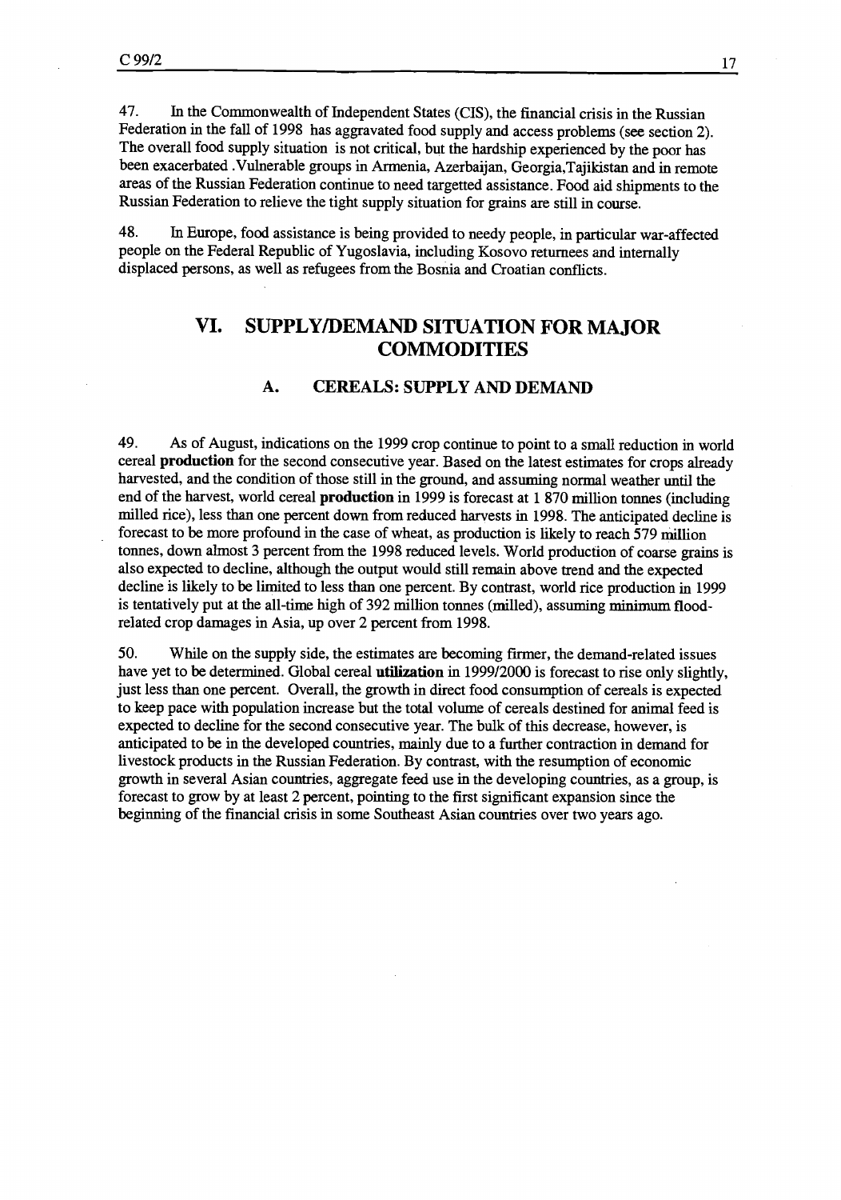47. In the Commonwealth of Independent States (CIS), the financial crisis in the Russian Federation in the fall of 1998 has aggravated food supply and access problems (see section 2). The overall food supply situation is not critical, but the hardship experienced by the poor has been exacerbated .Vulnerable groups in Armenia, Azerbaijan, Georgia,Tajikistan and in remote areas of the Russian Federation continue to need targetted assistance. Food aid shipments to the Russian Federation to relieve the tight supply situation for grains are still in course.

48. In Europe, food assistance is being provided to needy people, in particular war-affected people on the Federal Republic of Yugoslavia, including Kosovo returnees and internally displaced persons, as well as refugees from the Bosnia and Croatian conflicts.

# VI. SUPPLY/DEMAND SITUATION FOR MAJOR COMMODITIES

## A. CEREALS: SUPPLY AND DEMAND

49. As of August, indications on the 1999 crop continue to point to a small reduction in world cereal **production** for the second consecutive year. Based on the latest estimates for crops already harvested, and the condition of those still in the ground, and assuming normal weather until the end of the harvest, world cereal **production** in 1999 is forecast at 1 870 million tonnes (including milled rice), less than one percent down from reduced harvests in 1998. The anticipated decline is forecast to be more profound in the case of wheat, as production is likely to reach 579 million tonnes, down almost 3 percent from the 1998 reduced levels. World production of coarse grains is also expected to decline, although the output would still remain above trend and the expected decline is likely to be limited to less than one percent. By contrast, world rice production in 1999 is tentatively put at the all-time high of 392 million tonnes (milled), assuming minimum flood-related crop damages in Asia, up over 2 percent from 1998.

50. While on the supply side, the estimates are becoming firmer, the demand-related issues have yet to be determined. Global cereal **utilization** in 1999/2000 is forecast to rise only slightly, just less than one percent. Overall, the growth in direct food consumption of cereals is expected to keep pace with population increase but the total volume of cereals destined for animal feed is expected to decline for the second consecutive year. The bulk of this decrease, however, is anticipated to be in the developed countries, mainly due to a further contraction in demand for livestock products in the Russian Federation. By contrast, with the resumption of economic growth in several Asian countries, aggregate feed use in the developing countries, as a group, is forecast to grow by at least 2 percent, pointing to the first significant expansion since the beginning of the financial crisis in some Southeast Asian countries over two years ago.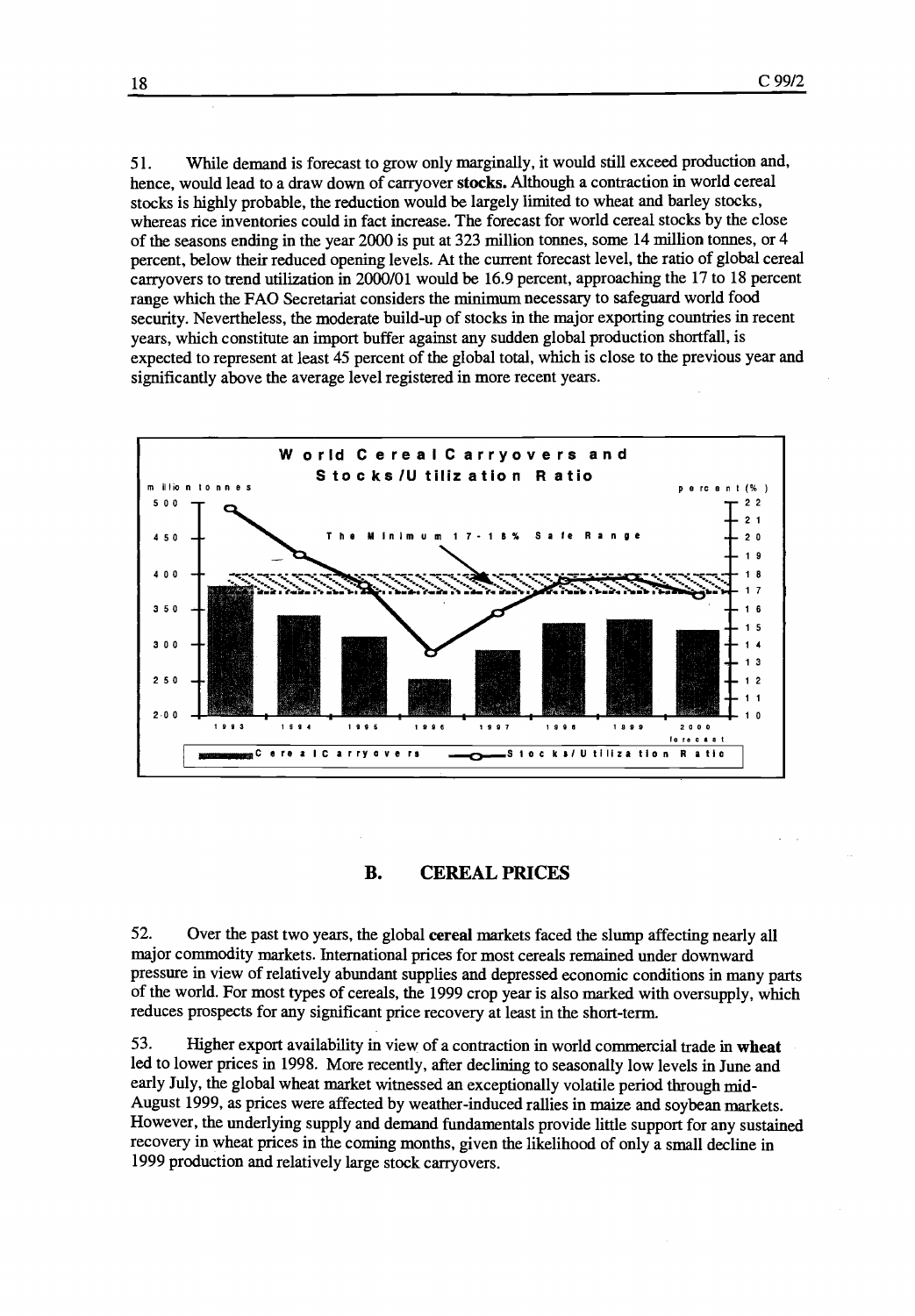51. While demand is forecast to grow only marginally, it would still exceed production and, hence, would lead to a draw down of carryover **stocks.** Although a contraction in world cereal stocks is highly probable, the reduction would be largely limited to wheat and barley stocks, whereas rice inventories could in fact increase. The forecast for world cereal stocks by the close of the seasons ending in the year 2000 is put at 323 million tonnes, some 14 million tonnes, or 4 percent, below their reduced opening levels. At the current forecast level, the ratio of global cereal carryovers to trend utilization in 2000/01 would be 16.9 percent, approaching the 17 to 18 percent range which the FAO Secretariat considers the minimum necessary to safeguard world food security. Nevertheless, the moderate build-up of stocks in the major exporting countries in recent years, which constitute an import buffer against any sudden global production shortfall, is expected to represent at least 45 percent of the global total, which is close to the previous year and significantly above the average level registered in more recent years.

World Cereal Carryovers and Stocks/Utilization Ratio

million tonnes | percent (%)

The Minimum 17-18% Safe Range

1993 1994 1995 1996 1997 1998 1999 2000 forecast

Cereal Carryovers — Stocks/Utilization Ratio

## B. CEREAL PRICES

52. Over the past two years, the global **cereal** markets faced the slump affecting nearly all major commodity markets. International prices for most cereals remained under downward pressure in view of relatively abundant supplies and depressed economic conditions in many parts of the world. For most types of cereals, the 1999 crop year is also marked with oversupply, which reduces prospects for any significant price recovery at least in the short-term.

53. Higher export availability in view of a contraction in world commercial trade in **wheat** led to lower prices in 1998. More recently, after declining to seasonally low levels in June and early July, the global wheat market witnessed an exceptionally volatile period through mid-August 1999, as prices were affected by weather-induced rallies in maize and soybean markets. However, the underlying supply and demand fundamentals provide little support for any sustained recovery in wheat prices in the coming months, given the likelihood of only a small decline in 1999 production and relatively large stock carryovers.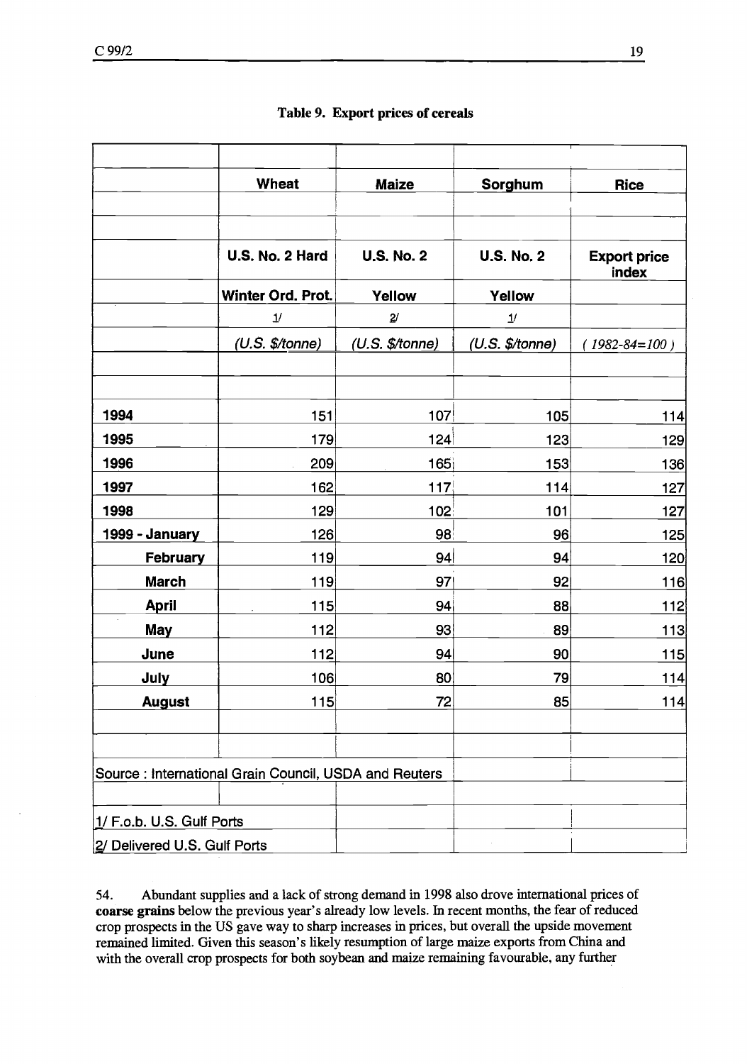**Table 9. Export prices of cereals**

| | Wheat | Maize | Sorghum | Rice |
|---|---|---|---|---|
| | U.S. No. 2 Hard Winter Ord. Prot. 1/ | U.S. No. 2 Yellow 2/ | U.S. No. 2 Yellow 1/ | Export price index |
| | *(U.S. $/tonne)* | *(U.S. $/tonne)* | *(U.S. $/tonne)* | *(1982-84=100)* |
| **1994** | 151 | 107 | 105 | 114 |
| **1995** | 179 | 124 | 123 | 129 |
| **1996** | 209 | 165 | 153 | 136 |
| **1997** | 162 | 117 | 114 | 127 |
| **1998** | 129 | 102 | 101 | 127 |
| **1999 - January** | 126 | 98 | 96 | 125 |
| **February** | 119 | 94 | 94 | 120 |
| **March** | 119 | 97 | 92 | 116 |
| **April** | 115 | 94 | 88 | 112 |
| **May** | 112 | 93 | 89 | 113 |
| **June** | 112 | 94 | 90 | 115 |
| **July** | 106 | 80 | 79 | 114 |
| **August** | 115 | 72 | 85 | 114 |

Source : International Grain Council, USDA and Reuters

1/ F.o.b. U.S. Gulf Ports

2/ Delivered U.S. Gulf Ports

54. Abundant supplies and a lack of strong demand in 1998 also drove international prices of **coarse grains** below the previous year's already low levels. In recent months, the fear of reduced crop prospects in the US gave way to sharp increases in prices, but overall the upside movement remained limited. Given this season's likely resumption of large maize exports from China and with the overall crop prospects for both soybean and maize remaining favourable, any further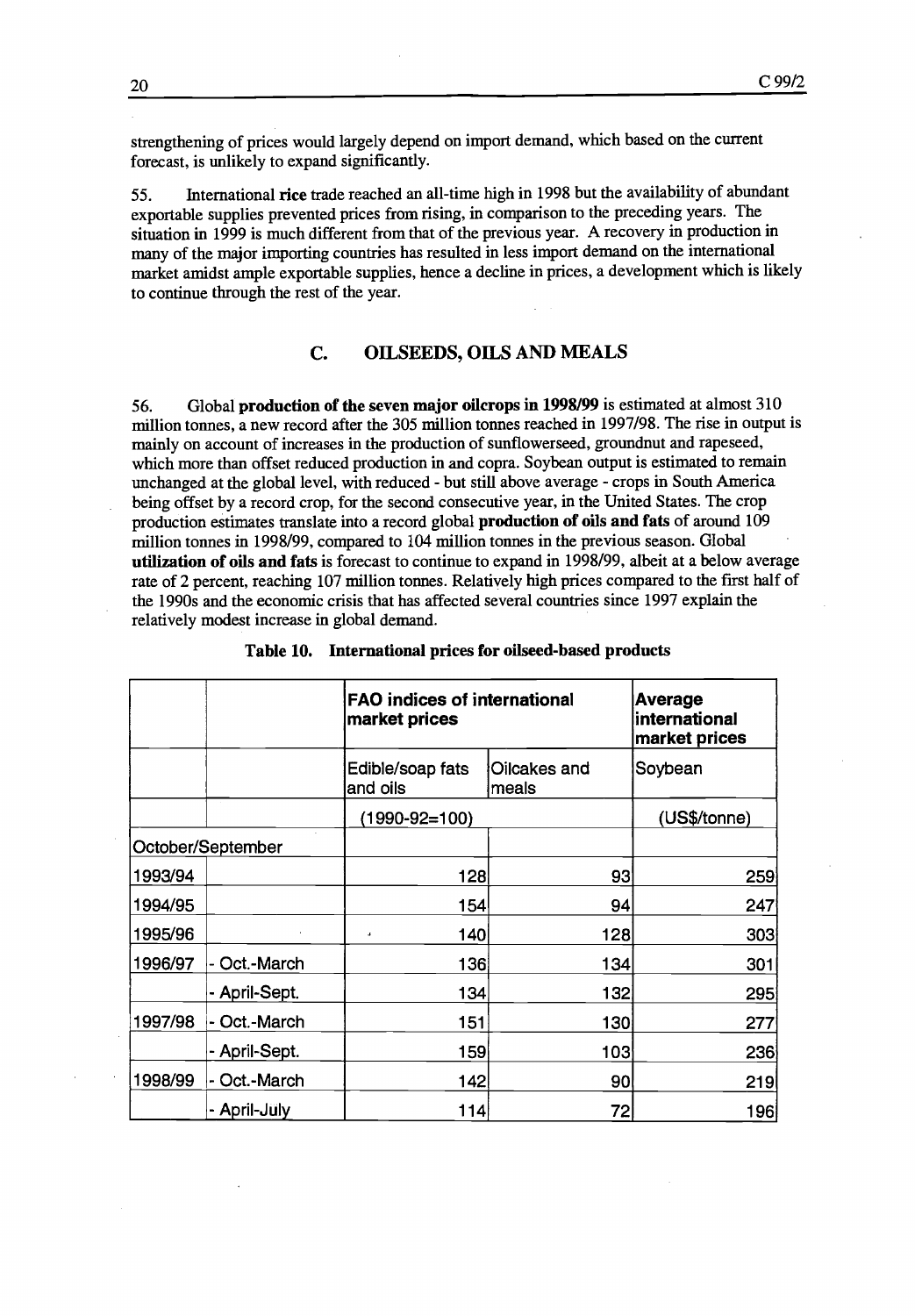strengthening of prices would largely depend on import demand, which based on the current forecast, is unlikely to expand significantly.

55. International **rice** trade reached an all-time high in 1998 but the availability of abundant exportable supplies prevented prices from rising, in comparison to the preceding years. The situation in 1999 is much different from that of the previous year. A recovery in production in many of the major importing countries has resulted in less import demand on the international market amidst ample exportable supplies, hence a decline in prices, a development which is likely to continue through the rest of the year.

## C. OILSEEDS, OILS AND MEALS

56. Global **production of the seven major oilcrops in 1998/99** is estimated at almost 310 million tonnes, a new record after the 305 million tonnes reached in 1997/98. The rise in output is mainly on account of increases in the production of sunflowerseed, groundnut and rapeseed, which more than offset reduced production in and copra. Soybean output is estimated to remain unchanged at the global level, with reduced - but still above average - crops in South America being offset by a record crop, for the second consecutive year, in the United States. The crop production estimates translate into a record global **production of oils and fats** of around 109 million tonnes in 1998/99, compared to 104 million tonnes in the previous season. Global **utilization of oils and fats** is forecast to continue to expand in 1998/99, albeit at a below average rate of 2 percent, reaching 107 million tonnes. Relatively high prices compared to the first half of the 1990s and the economic crisis that has affected several countries since 1997 explain the relatively modest increase in global demand.

**Table 10. International prices for oilseed-based products**

| | | FAO indices of international market prices | | Average international market prices |
|---|---|---|---|---|
| | | Edible/soap fats and oils | Oilcakes and meals | Soybean |
| | | (1990-92=100) | | (US$/tonne) |
| October/September | | | | |
| 1993/94 | | 128 | 93 | 259 |
| 1994/95 | | 154 | 94 | 247 |
| 1995/96 | | 140 | 128 | 303 |
| 1996/97 | - Oct.-March | 136 | 134 | 301 |
| | - April-Sept. | 134 | 132 | 295 |
| 1997/98 | - Oct.-March | 151 | 130 | 277 |
| | - April-Sept. | 159 | 103 | 236 |
| 1998/99 | - Oct.-March | 142 | 90 | 219 |
| | - April-July | 114 | 72 | 196 |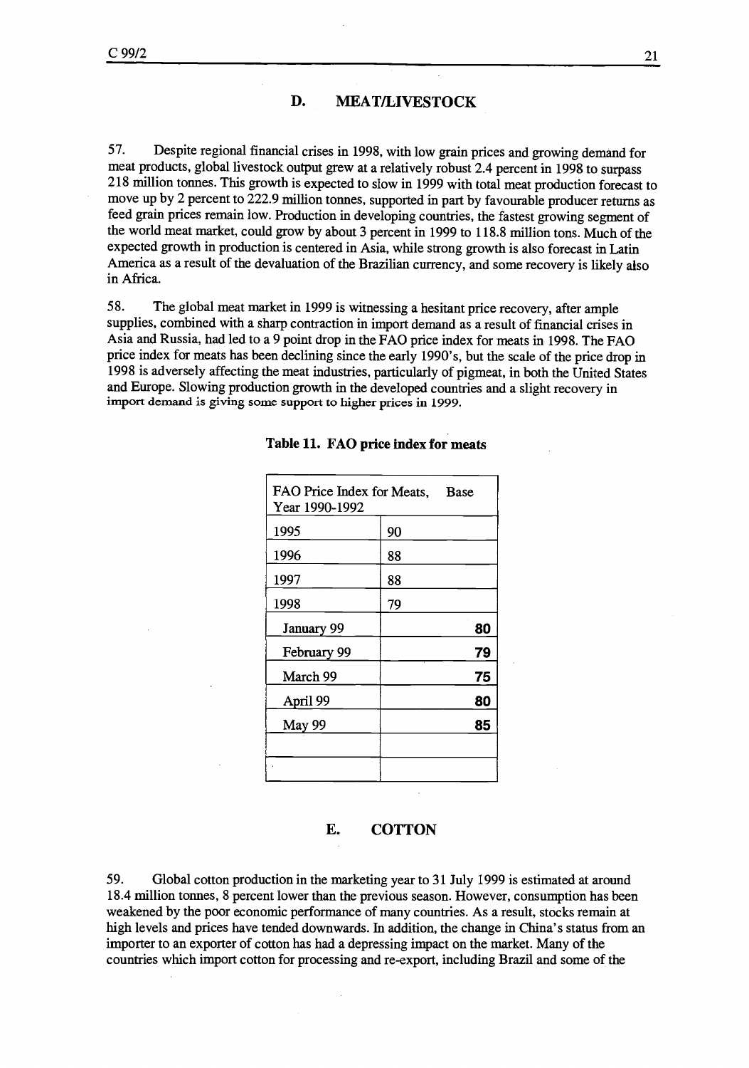## D. MEAT/LIVESTOCK

57. Despite regional financial crises in 1998, with low grain prices and growing demand for meat products, global livestock output grew at a relatively robust 2.4 percent in 1998 to surpass 218 million tonnes. This growth is expected to slow in 1999 with total meat production forecast to move up by 2 percent to 222.9 million tonnes, supported in part by favourable producer returns as feed grain prices remain low. Production in developing countries, the fastest growing segment of the world meat market, could grow by about 3 percent in 1999 to 118.8 million tons. Much of the expected growth in production is centered in Asia, while strong growth is also forecast in Latin America as a result of the devaluation of the Brazilian currency, and some recovery is likely also in Africa.

58. The global meat market in 1999 is witnessing a hesitant price recovery, after ample supplies, combined with a sharp contraction in import demand as a result of financial crises in Asia and Russia, had led to a 9 point drop in the FAO price index for meats in 1998. The FAO price index for meats has been declining since the early 1990's, but the scale of the price drop in 1998 is adversely affecting the meat industries, particularly of pigmeat, in both the United States and Europe. Slowing production growth in the developed countries and a slight recovery in import demand is giving some support to higher prices in 1999.

**Table 11. FAO price index for meats**

| FAO Price Index for Meats, Base Year 1990-1992 | |
|---|---|
| 1995 | 90 |
| 1996 | 88 |
| 1997 | 88 |
| 1998 | 79 |
| January 99 | **80** |
| February 99 | **79** |
| March 99 | **75** |
| April 99 | **80** |
| May 99 | **85** |
| | |
| | |

## E. COTTON

59. Global cotton production in the marketing year to 31 July 1999 is estimated at around 18.4 million tonnes, 8 percent lower than the previous season. However, consumption has been weakened by the poor economic performance of many countries. As a result, stocks remain at high levels and prices have tended downwards. In addition, the change in China's status from an importer to an exporter of cotton has had a depressing impact on the market. Many of the countries which import cotton for processing and re-export, including Brazil and some of the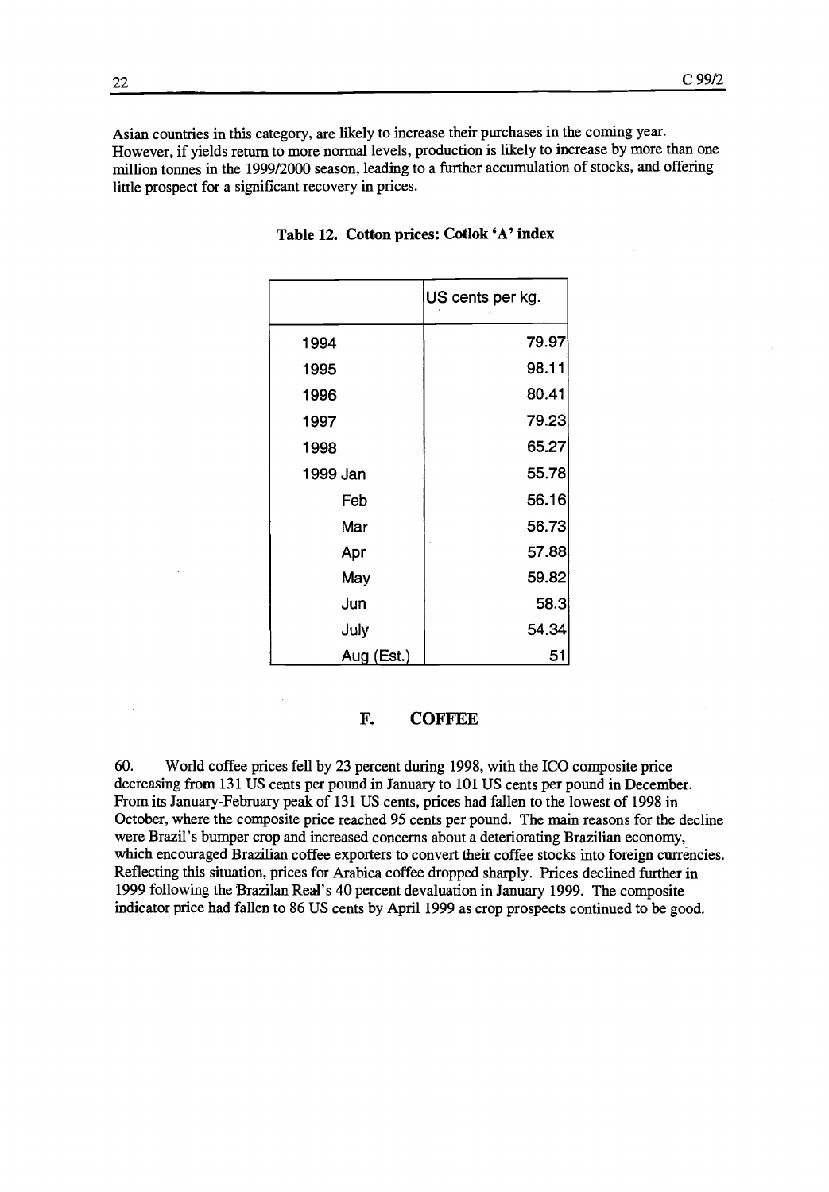Asian countries in this category, are likely to increase their purchases in the coming year. However, if yields return to more normal levels, production is likely to increase by more than one million tonnes in the 1999/2000 season, leading to a further accumulation of stocks, and offering little prospect for a significant recovery in prices.

**Table 12. Cotton prices: Cotlok 'A' index**

| | US cents per kg. |
|---|---:|
| 1994 | 79.97 |
| 1995 | 98.11 |
| 1996 | 80.41 |
| 1997 | 79.23 |
| 1998 | 65.27 |
| 1999 Jan | 55.78 |
| Feb | 56.16 |
| Mar | 56.73 |
| Apr | 57.88 |
| May | 59.82 |
| Jun | 58.3 |
| July | 54.34 |
| Aug (Est.) | 51 |

## F. COFFEE

60. World coffee prices fell by 23 percent during 1998, with the ICO composite price decreasing from 131 US cents per pound in January to 101 US cents per pound in December. From its January-February peak of 131 US cents, prices had fallen to the lowest of 1998 in October, where the composite price reached 95 cents per pound. The main reasons for the decline were Brazil's bumper crop and increased concerns about a deteriorating Brazilian economy, which encouraged Brazilian coffee exporters to convert their coffee stocks into foreign currencies. Reflecting this situation, prices for Arabica coffee dropped sharply. Prices declined further in 1999 following the Brazilan Real's 40 percent devaluation in January 1999. The composite indicator price had fallen to 86 US cents by April 1999 as crop prospects continued to be good.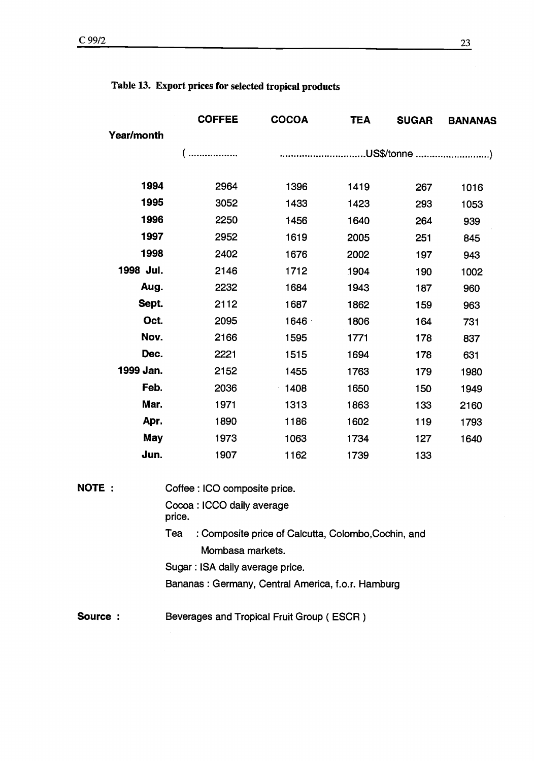**Table 13. Export prices for selected tropical products**

| Year/month | COFFEE | COCOA | TEA | SUGAR | BANANAS |
|---|---|---|---|---|---|
| | ( ................. | ..............................US$/tonne | | | ..........................) |
| **1994** | 2964 | 1396 | 1419 | 267 | 1016 |
| **1995** | 3052 | 1433 | 1423 | 293 | 1053 |
| **1996** | 2250 | 1456 | 1640 | 264 | 939 |
| **1997** | 2952 | 1619 | 2005 | 251 | 845 |
| **1998** | 2402 | 1676 | 2002 | 197 | 943 |
| **1998 Jul.** | 2146 | 1712 | 1904 | 190 | 1002 |
| **Aug.** | 2232 | 1684 | 1943 | 187 | 960 |
| **Sept.** | 2112 | 1687 | 1862 | 159 | 963 |
| **Oct.** | 2095 | 1646 | 1806 | 164 | 731 |
| **Nov.** | 2166 | 1595 | 1771 | 178 | 837 |
| **Dec.** | 2221 | 1515 | 1694 | 178 | 631 |
| **1999 Jan.** | 2152 | 1455 | 1763 | 179 | 1980 |
| **Feb.** | 2036 | 1408 | 1650 | 150 | 1949 |
| **Mar.** | 1971 | 1313 | 1863 | 133 | 2160 |
| **Apr.** | 1890 | 1186 | 1602 | 119 | 1793 |
| **May** | 1973 | 1063 | 1734 | 127 | 1640 |
| **Jun.** | 1907 | 1162 | 1739 | 133 | |

**NOTE :**

Coffee : ICO composite price.

Cocoa : ICCO daily average price.

Tea : Composite price of Calcutta, Colombo, Cochin, and Mombasa markets.

Sugar : ISA daily average price.

Bananas : Germany, Central America, f.o.r. Hamburg

**Source :** Beverages and Tropical Fruit Group ( ESCR )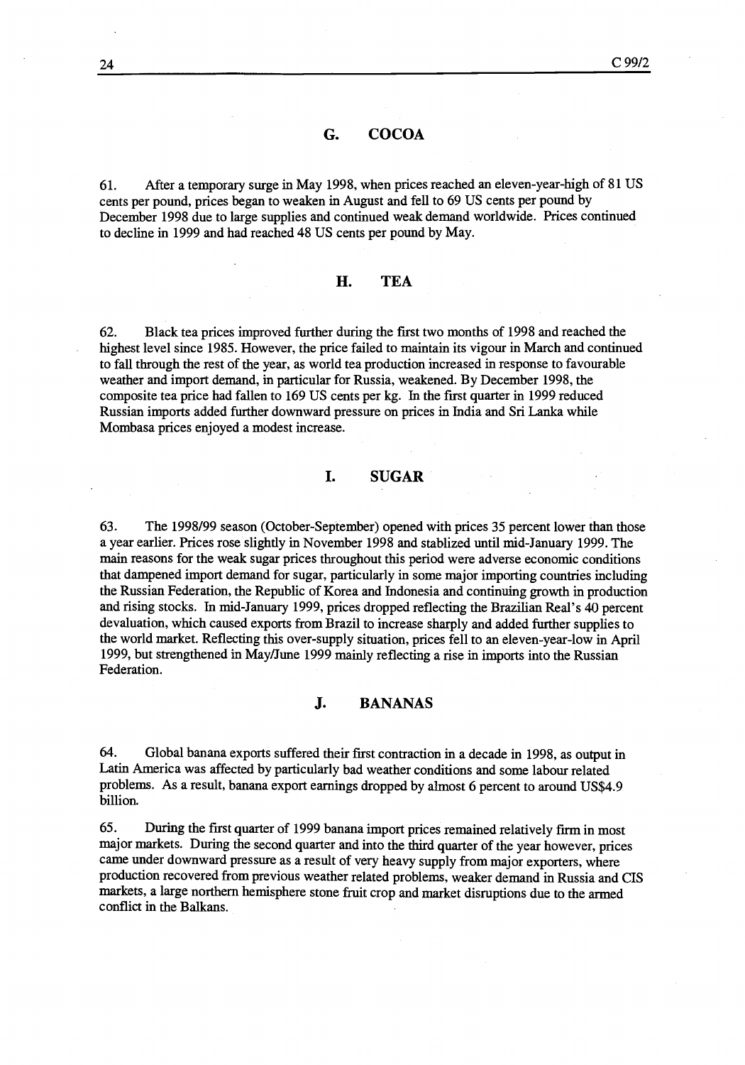## G. COCOA

61. After a temporary surge in May 1998, when prices reached an eleven-year-high of 81 US cents per pound, prices began to weaken in August and fell to 69 US cents per pound by December 1998 due to large supplies and continued weak demand worldwide. Prices continued to decline in 1999 and had reached 48 US cents per pound by May.

## H. TEA

62. Black tea prices improved further during the first two months of 1998 and reached the highest level since 1985. However, the price failed to maintain its vigour in March and continued to fall through the rest of the year, as world tea production increased in response to favourable weather and import demand, in particular for Russia, weakened. By December 1998, the composite tea price had fallen to 169 US cents per kg. In the first quarter in 1999 reduced Russian imports added further downward pressure on prices in India and Sri Lanka while Mombasa prices enjoyed a modest increase.

## I. SUGAR

63. The 1998/99 season (October-September) opened with prices 35 percent lower than those a year earlier. Prices rose slightly in November 1998 and stablized until mid-January 1999. The main reasons for the weak sugar prices throughout this period were adverse economic conditions that dampened import demand for sugar, particularly in some major importing countries including the Russian Federation, the Republic of Korea and Indonesia and continuing growth in production and rising stocks. In mid-January 1999, prices dropped reflecting the Brazilian Real's 40 percent devaluation, which caused exports from Brazil to increase sharply and added further supplies to the world market. Reflecting this over-supply situation, prices fell to an eleven-year-low in April 1999, but strengthened in May/June 1999 mainly reflecting a rise in imports into the Russian Federation.

## J. BANANAS

64. Global banana exports suffered their first contraction in a decade in 1998, as output in Latin America was affected by particularly bad weather conditions and some labour related problems. As a result, banana export earnings dropped by almost 6 percent to around US$4.9 billion.

65. During the first quarter of 1999 banana import prices remained relatively firm in most major markets. During the second quarter and into the third quarter of the year however, prices came under downward pressure as a result of very heavy supply from major exporters, where production recovered from previous weather related problems, weaker demand in Russia and CIS markets, a large northern hemisphere stone fruit crop and market disruptions due to the armed conflict in the Balkans.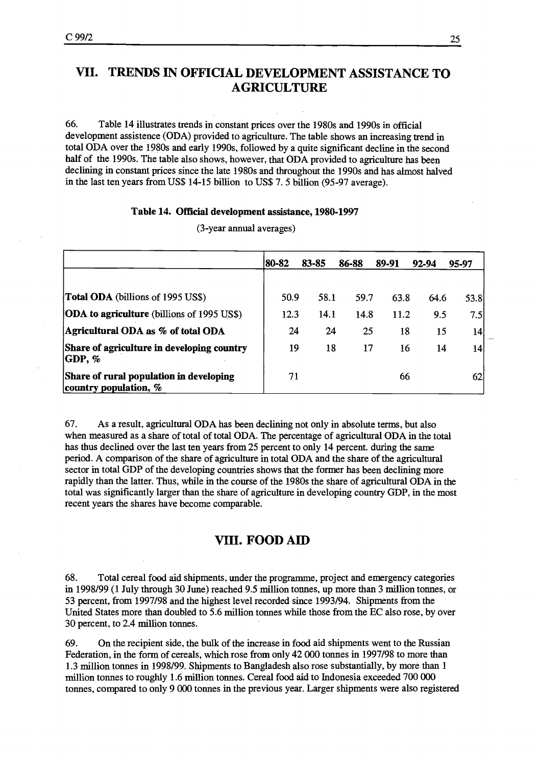## VII. TRENDS IN OFFICIAL DEVELOPMENT ASSISTANCE TO AGRICULTURE

66. Table 14 illustrates trends in constant prices over the 1980s and 1990s in official development assistence (ODA) provided to agriculture. The table shows an increasing trend in total ODA over the 1980s and early 1990s, followed by a quite significant decline in the second half of the 1990s. The table also shows, however, that ODA provided to agriculture has been declining in constant prices since the late 1980s and throughout the 1990s and has almost halved in the last ten years from US$ 14-15 billion to US$ 7. 5 billion (95-97 average).

**Table 14. Official development assistance, 1980-1997**

(3-year annual averages)

| | 80-82 | 83-85 | 86-88 | 89-91 | 92-94 | 95-97 |
|---|---|---|---|---|---|---|
| **Total ODA** (billions of 1995 US$) | 50.9 | 58.1 | 59.7 | 63.8 | 64.6 | 53.8 |
| **ODA to agriculture** (billions of 1995 US$) | 12.3 | 14.1 | 14.8 | 11.2 | 9.5 | 7.5 |
| **Agricultural ODA as % of total ODA** | 24 | 24 | 25 | 18 | 15 | 14 |
| **Share of agriculture in developing country GDP, %** | 19 | 18 | 17 | 16 | 14 | 14 |
| **Share of rural population in developing country population, %** | 71 | | | 66 | | 62 |

67. As a result, agricultural ODA has been declining not only in absolute terms, but also when measured as a share of total of total ODA. The percentage of agricultural ODA in the total has thus declined over the last ten years from 25 percent to only 14 percent. during the same period. A comparison of the share of agriculture in total ODA and the share of the agricultural sector in total GDP of the developing countries shows that the former has been declining more rapidly than the latter. Thus, while in the course of the 1980s the share of agricultural ODA in the total was significantly larger than the share of agriculture in developing country GDP, in the most recent years the shares have become comparable.

## VIII. FOOD AID

68. Total cereal food aid shipments, under the programme, project and emergency categories in 1998/99 (1 July through 30 June) reached 9.5 million tonnes, up more than 3 million tonnes, or 53 percent, from 1997/98 and the highest level recorded since 1993/94. Shipments from the United States more than doubled to 5.6 million tonnes while those from the EC also rose, by over 30 percent, to 2.4 million tonnes.

69. On the recipient side, the bulk of the increase in food aid shipments went to the Russian Federation, in the form of cereals, which rose from only 42 000 tonnes in 1997/98 to more than 1.3 million tonnes in 1998/99. Shipments to Bangladesh also rose substantially, by more than 1 million tonnes to roughly 1.6 million tonnes. Cereal food aid to Indonesia exceeded 700 000 tonnes, compared to only 9 000 tonnes in the previous year. Larger shipments were also registered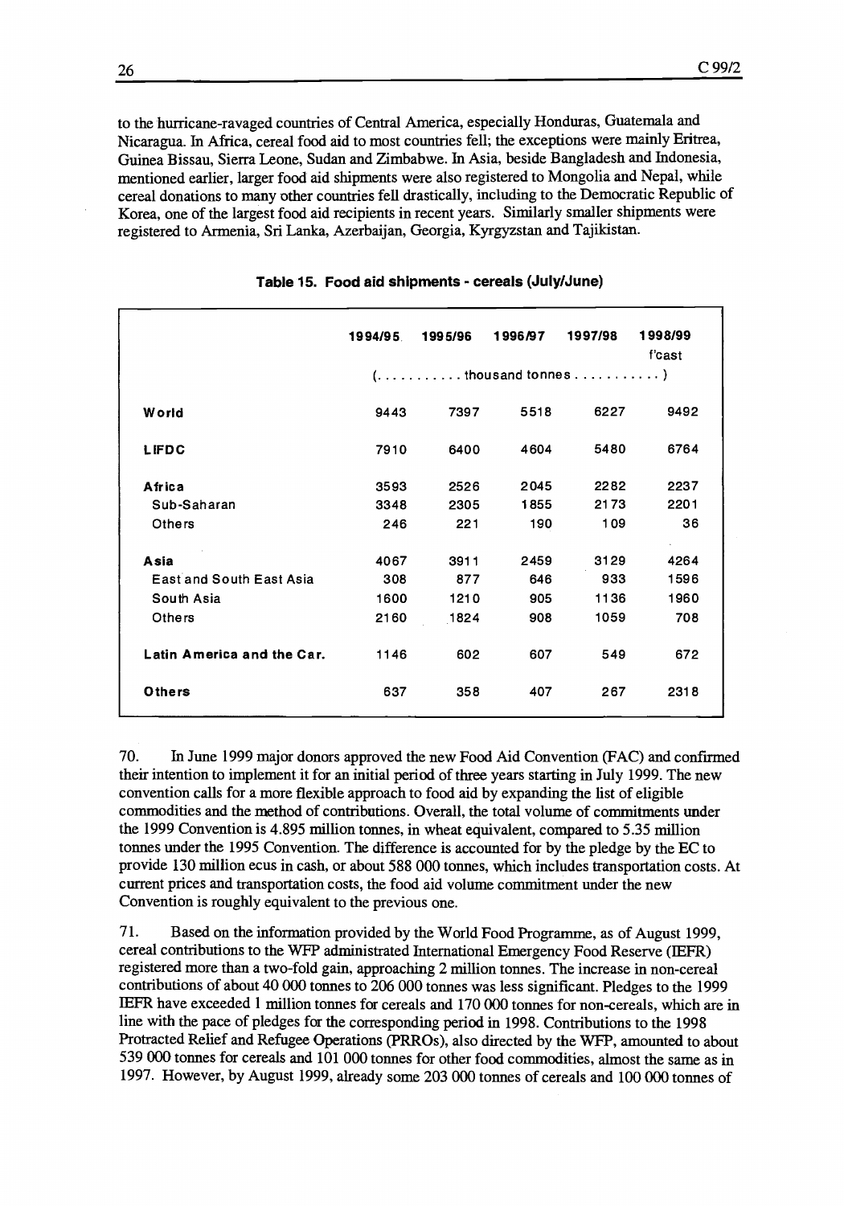to the hurricane-ravaged countries of Central America, especially Honduras, Guatemala and Nicaragua. In Africa, cereal food aid to most countries fell; the exceptions were mainly Eritrea, Guinea Bissau, Sierra Leone, Sudan and Zimbabwe. In Asia, beside Bangladesh and Indonesia, mentioned earlier, larger food aid shipments were also registered to Mongolia and Nepal, while cereal donations to many other countries fell drastically, including to the Democratic Republic of Korea, one of the largest food aid recipients in recent years. Similarly smaller shipments were registered to Armenia, Sri Lanka, Azerbaijan, Georgia, Kyrgyzstan and Tajikistan.

**Table 15. Food aid shipments - cereals (July/June)**

| | 1994/95 | 1995/96 | 1996/97 | 1997/98 | 1998/99 f'cast |
|---|---|---|---|---|---|
| | (. . . . . . . . . . thousand tonnes . . . . . . . . . . ) | | | | |
| **World** | 9443 | 7397 | 5518 | 6227 | 9492 |
| **LIFDC** | 7910 | 6400 | 4604 | 5480 | 6764 |
| **Africa** | 3593 | 2526 | 2045 | 2282 | 2237 |
| Sub-Saharan | 3348 | 2305 | 1855 | 2173 | 2201 |
| Others | 246 | 221 | 190 | 109 | 36 |
| **Asia** | 4067 | 3911 | 2459 | 3129 | 4264 |
| East and South East Asia | 308 | 877 | 646 | 933 | 1596 |
| South Asia | 1600 | 1210 | 905 | 1136 | 1960 |
| Others | 2160 | 1824 | 908 | 1059 | 708 |
| **Latin America and the Car.** | 1146 | 602 | 607 | 549 | 672 |
| **Others** | 637 | 358 | 407 | 267 | 2318 |

70. In June 1999 major donors approved the new Food Aid Convention (FAC) and confirmed their intention to implement it for an initial period of three years starting in July 1999. The new convention calls for a more flexible approach to food aid by expanding the list of eligible commodities and the method of contributions. Overall, the total volume of commitments under the 1999 Convention is 4.895 million tonnes, in wheat equivalent, compared to 5.35 million tonnes under the 1995 Convention. The difference is accounted for by the pledge by the EC to provide 130 million ecus in cash, or about 588 000 tonnes, which includes transportation costs. At current prices and transportation costs, the food aid volume commitment under the new Convention is roughly equivalent to the previous one.

71. Based on the information provided by the World Food Programme, as of August 1999, cereal contributions to the WFP administrated International Emergency Food Reserve (IEFR) registered more than a two-fold gain, approaching 2 million tonnes. The increase in non-cereal contributions of about 40 000 tonnes to 206 000 tonnes was less significant. Pledges to the 1999 IEFR have exceeded 1 million tonnes for cereals and 170 000 tonnes for non-cereals, which are in line with the pace of pledges for the corresponding period in 1998. Contributions to the 1998 Protracted Relief and Refugee Operations (PRROs), also directed by the WFP, amounted to about 539 000 tonnes for cereals and 101 000 tonnes for other food commodities, almost the same as in 1997. However, by August 1999, already some 203 000 tonnes of cereals and 100 000 tonnes of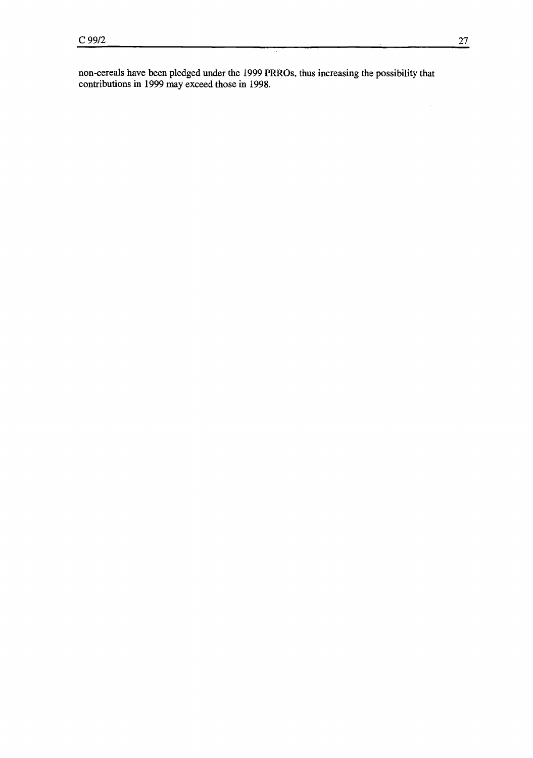non-cereals have been pledged under the 1999 PRROs, thus increasing the possibility that contributions in 1999 may exceed those in 1998.